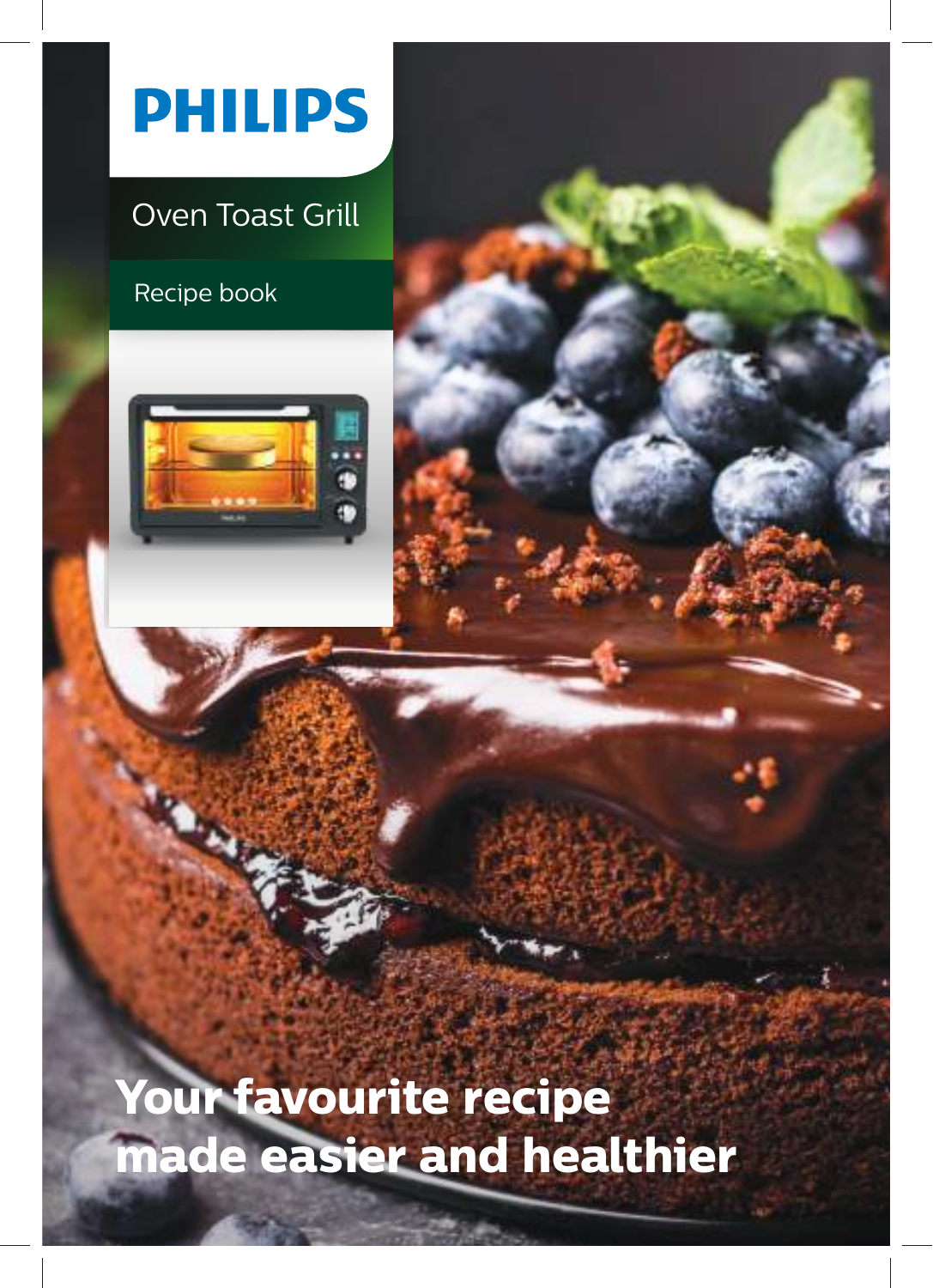# PHILIPS

## Oven Toast Grill

Recipe book

**Your favourite recipe made easier and healthier**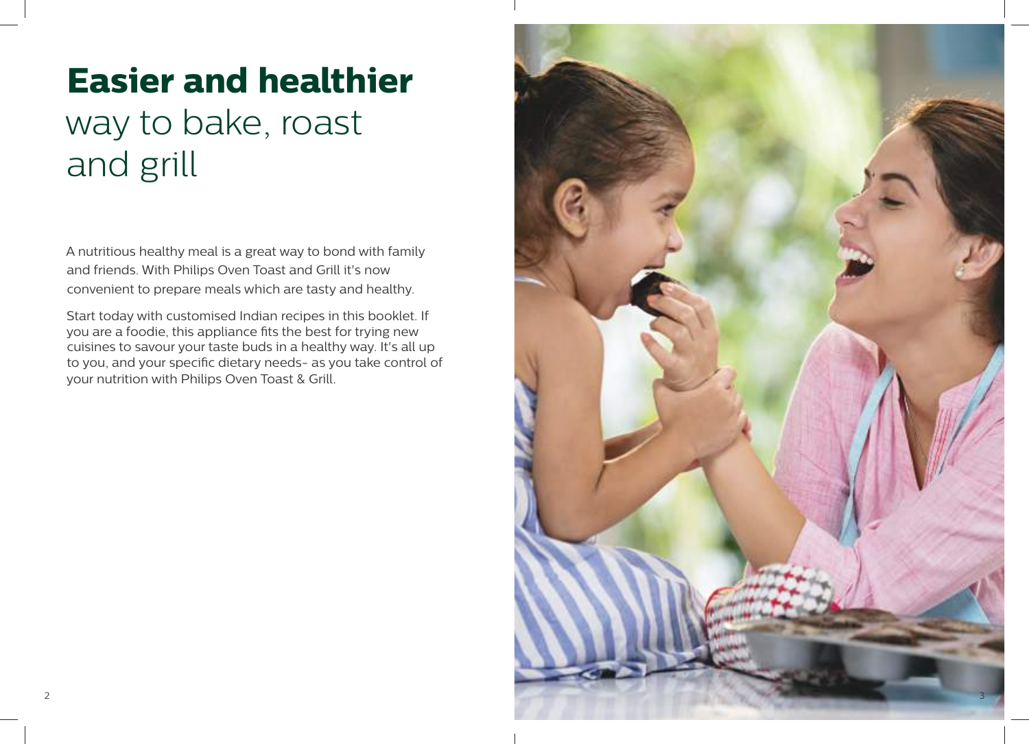# **Easier and healthier** way to bake, roast and grill

A nutritious healthy meal is a great way to bond with family and friends. With Philips Oven Toast and Grill it's now convenient to prepare meals which are tasty and healthy.

Start today with customised Indian recipes in this booklet. If you are a foodie, this appliance fits the best for trying new cuisines to savour your taste buds in a healthy way. It's all up to you, and your specific dietary needs- as you take control of your nutrition with Philips Oven Toast & Grill.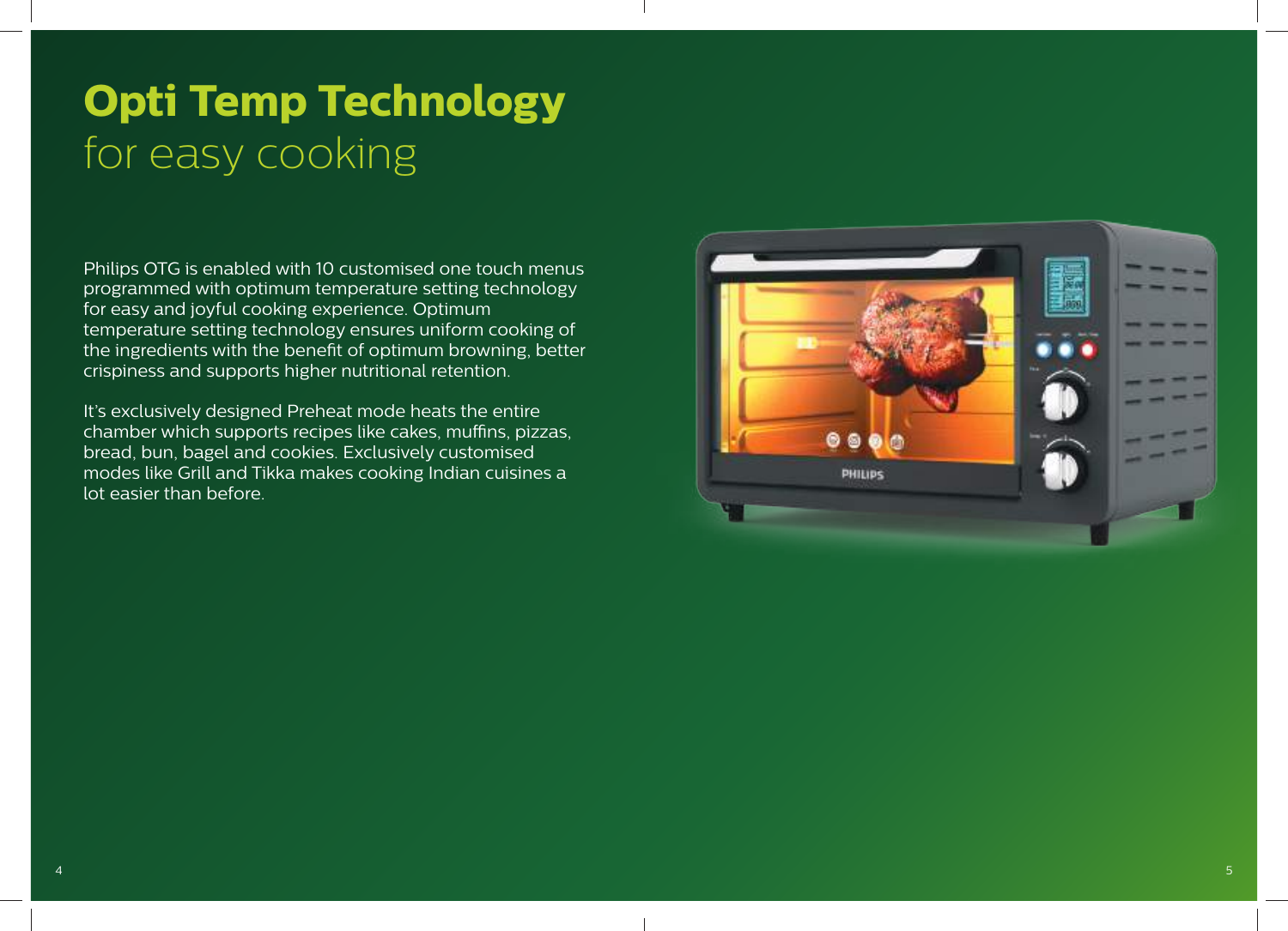# Opti Temp Technology
for easy cooking

Philips OTG is enabled with 10 customised one touch menus programmed with optimum temperature setting technology for easy and joyful cooking experience. Optimum temperature setting technology ensures uniform cooking of the ingredients with the benefit of optimum browning, better crispiness and supports higher nutritional retention.

It's exclusively designed Preheat mode heats the entire chamber which supports recipes like cakes, muffins, pizzas, bread, bun, bagel and cookies. Exclusively customised modes like Grill and Tikka makes cooking Indian cuisines a lot easier than before.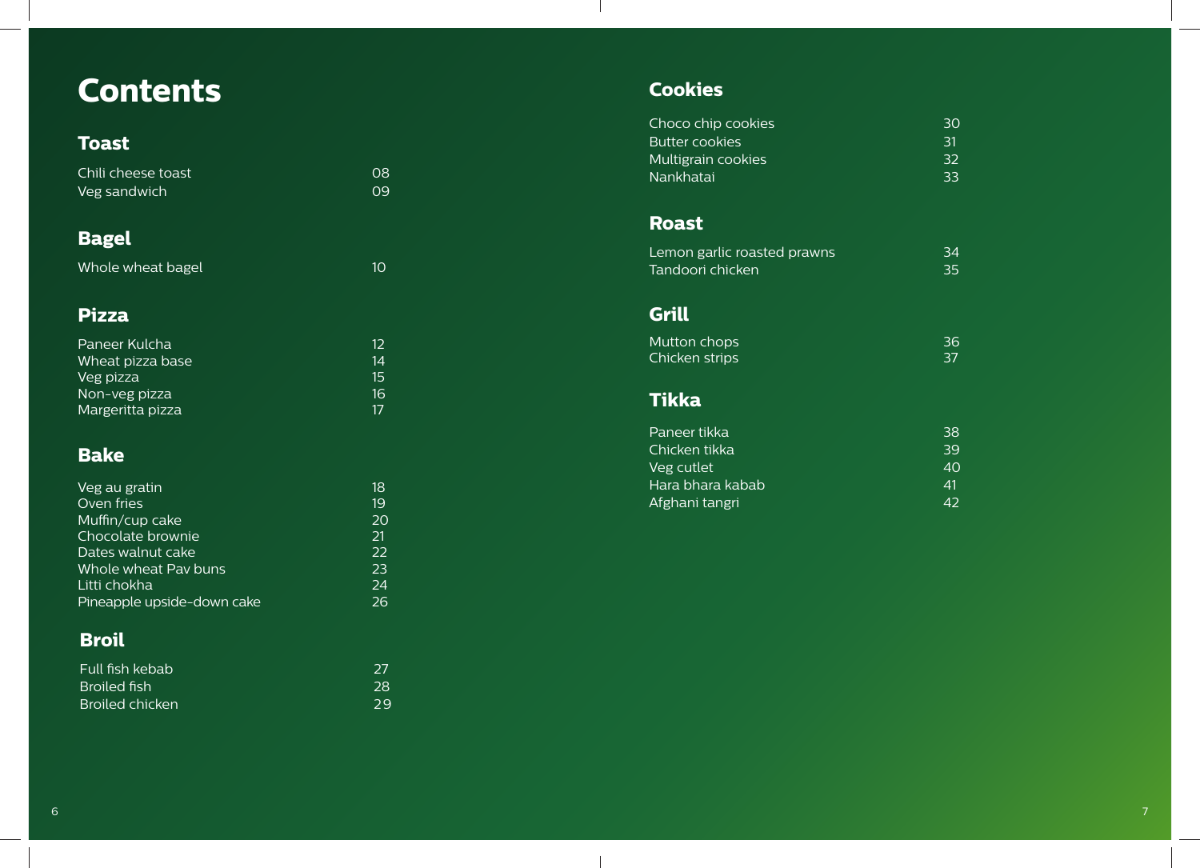# Contents

## Toast

| | |
|---|---|
| Chili cheese toast | 08 |
| Veg sandwich | 09 |

## Bagel

| | |
|---|---|
| Whole wheat bagel | 10 |

## Pizza

| | |
|---|---|
| Paneer Kulcha | 12 |
| Wheat pizza base | 14 |
| Veg pizza | 15 |
| Non-veg pizza | 16 |
| Margeritta pizza | 17 |

## Bake

| | |
|---|---|
| Veg au gratin | 18 |
| Oven fries | 19 |
| Muffin/cup cake | 20 |
| Chocolate brownie | 21 |
| Dates walnut cake | 22 |
| Whole wheat Pav buns | 23 |
| Litti chokha | 24 |
| Pineapple upside-down cake | 26 |

## Broil

| | |
|---|---|
| Full fish kebab | 27 |
| Broiled fish | 28 |
| Broiled chicken | 29 |

## Cookies

| | |
|---|---|
| Choco chip cookies | 30 |
| Butter cookies | 31 |
| Multigrain cookies | 32 |
| Nankhatai | 33 |

## Roast

| | |
|---|---|
| Lemon garlic roasted prawns | 34 |
| Tandoori chicken | 35 |

## Grill

| | |
|---|---|
| Mutton chops | 36 |
| Chicken strips | 37 |

## Tikka

| | |
|---|---|
| Paneer tikka | 38 |
| Chicken tikka | 39 |
| Veg cutlet | 40 |
| Hara bhara kabab | 41 |
| Afghani tangri | 42 |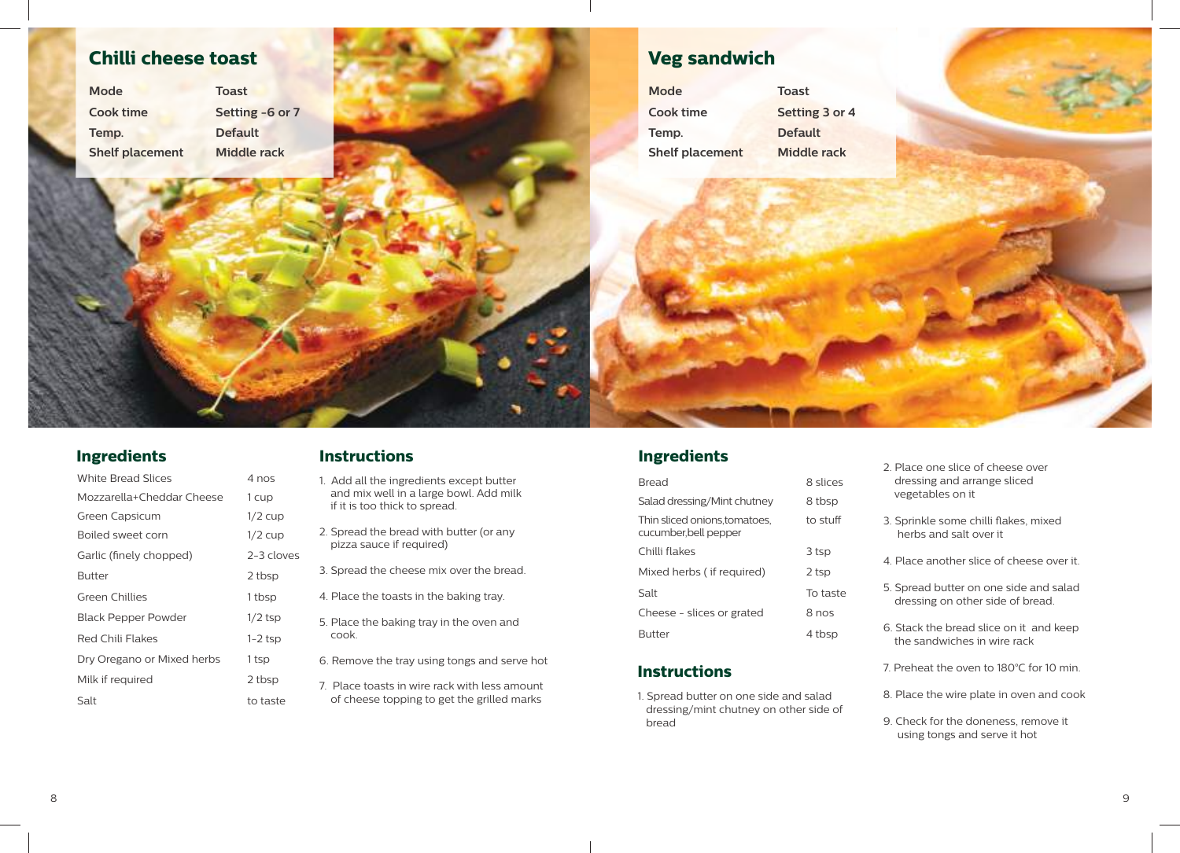## Chilli cheese toast

| | |
|---|---|
| **Mode** | **Toast** |
| **Cook time** | **Setting -6 or 7** |
| **Temp.** | **Default** |
| **Shelf placement** | **Middle rack** |

### Ingredients

| | |
|---|---|
| White Bread Slices | 4 nos |
| Mozzarella+Cheddar Cheese | 1 cup |
| Green Capsicum | 1/2 cup |
| Boiled sweet corn | 1/2 cup |
| Garlic (finely chopped) | 2-3 cloves |
| Butter | 2 tbsp |
| Green Chillies | 1 tbsp |
| Black Pepper Powder | 1/2 tsp |
| Red Chili Flakes | 1-2 tsp |
| Dry Oregano or Mixed herbs | 1 tsp |
| Milk if required | 2 tbsp |
| Salt | to taste |

### Instructions

1. Add all the ingredients except butter and mix well in a large bowl. Add milk if it is too thick to spread.
2. Spread the bread with butter (or any pizza sauce if required)
3. Spread the cheese mix over the bread.
4. Place the toasts in the baking tray.
5. Place the baking tray in the oven and cook.
6. Remove the tray using tongs and serve hot
7. Place toasts in wire rack with less amount of cheese topping to get the grilled marks

## Veg sandwich

| | |
|---|---|
| **Mode** | **Toast** |
| **Cook time** | **Setting 3 or 4** |
| **Temp.** | **Default** |
| **Shelf placement** | **Middle rack** |

### Ingredients

| | |
|---|---|
| Bread | 8 slices |
| Salad dressing/Mint chutney | 8 tbsp |
| Thin sliced onions,tomatoes, cucumber,bell pepper | to stuff |
| Chilli flakes | 3 tsp |
| Mixed herbs ( if required) | 2 tsp |
| Salt | To taste |
| Cheese - slices or grated | 8 nos |
| Butter | 4 tbsp |

### Instructions

1. Spread butter on one side and salad dressing/mint chutney on other side of bread
2. Place one slice of cheese over dressing and arrange sliced vegetables on it
3. Sprinkle some chilli flakes, mixed herbs and salt over it
4. Place another slice of cheese over it.
5. Spread butter on one side and salad dressing on other side of bread.
6. Stack the bread slice on it and keep the sandwiches in wire rack
7. Preheat the oven to 180°C for 10 min.
8. Place the wire plate in oven and cook
9. Check for the doneness, remove it using tongs and serve it hot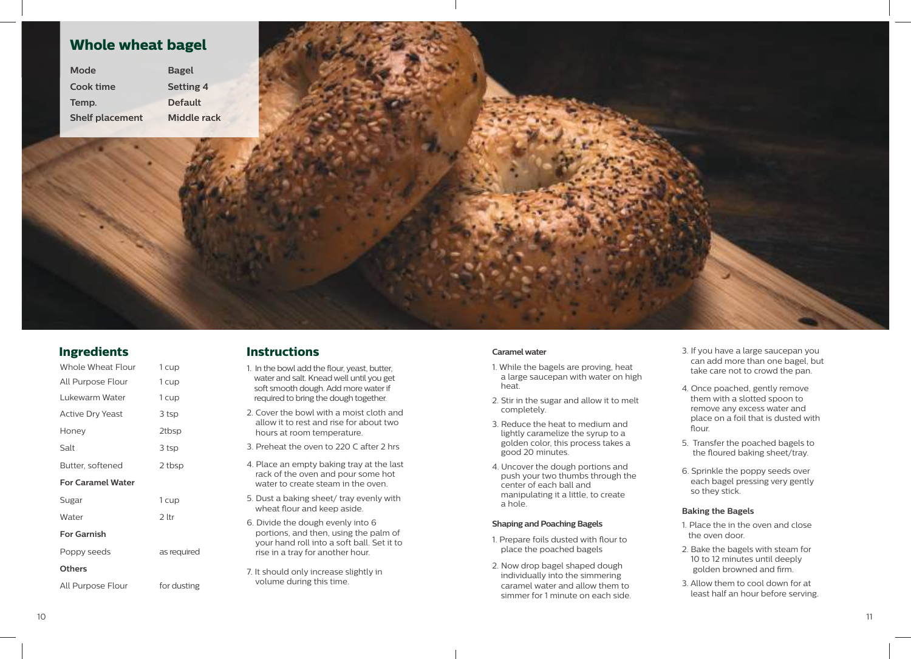# Whole wheat bagel

| Mode | Bagel |
|---|---|
| Cook time | Setting 4 |
| Temp. | Default |
| Shelf placement | Middle rack |

## Ingredients

| | |
|---|---|
| Whole Wheat Flour | 1 cup |
| All Purpose Flour | 1 cup |
| Lukewarm Water | 1 cup |
| Active Dry Yeast | 3 tsp |
| Honey | 2tbsp |
| Salt | 3 tsp |
| Butter, softened | 2 tbsp |
| **For Caramel Water** | |
| Sugar | 1 cup |
| Water | 2 ltr |
| **For Garnish** | |
| Poppy seeds | as required |
| **Others** | |
| All Purpose Flour | for dusting |

## Instructions

1. In the bowl add the flour, yeast, butter, water and salt. Knead well until you get soft smooth dough. Add more water if required to bring the dough together.
2. Cover the bowl with a moist cloth and allow it to rest and rise for about two hours at room temperature.
3. Preheat the oven to 220 C after 2 hrs
4. Place an empty baking tray at the last rack of the oven and pour some hot water to create steam in the oven.
5. Dust a baking sheet/ tray evenly with wheat flour and keep aside.
6. Divide the dough evenly into 6 portions, and then, using the palm of your hand roll into a soft ball. Set it to rise in a tray for another hour.
7. It should only increase slightly in volume during this time.

**Caramel water**

1. While the bagels are proving, heat a large saucepan with water on high heat.
2. Stir in the sugar and allow it to melt completely.
3. Reduce the heat to medium and lightly caramelize the syrup to a golden color, this process takes a good 20 minutes.
4. Uncover the dough portions and push your two thumbs through the center of each ball and manipulating it a little, to create a hole.

**Shaping and Poaching Bagels**

1. Prepare foils dusted with flour to place the poached bagels
2. Now drop bagel shaped dough individually into the simmering caramel water and allow them to simmer for 1 minute on each side.
3. If you have a large saucepan you can add more than one bagel, but take care not to crowd the pan.
4. Once poached, gently remove them with a slotted spoon to remove any excess water and place on a foil that is dusted with flour.
5. Transfer the poached bagels to the floured baking sheet/tray.
6. Sprinkle the poppy seeds over each bagel pressing very gently so they stick.

**Baking the Bagels**

1. Place the in the oven and close the oven door.
2. Bake the bagels with steam for 10 to 12 minutes until deeply golden browned and firm.
3. Allow them to cool down for at least half an hour before serving.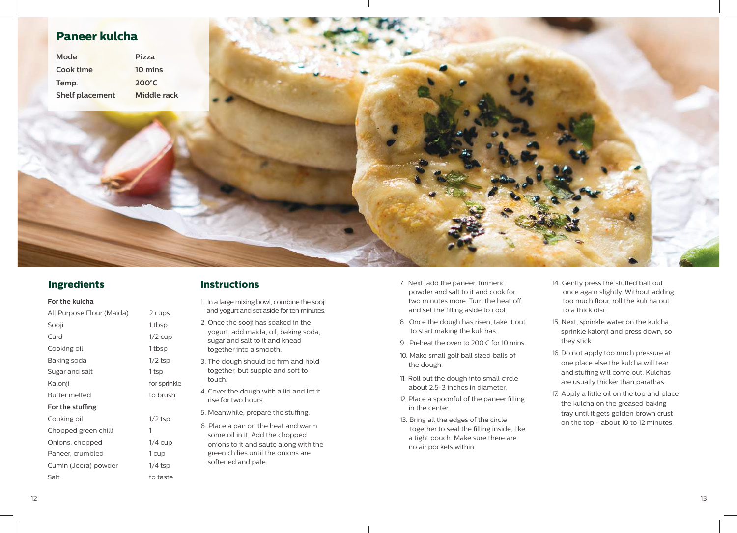## Paneer kulcha

| Mode | Pizza |
| --- | --- |
| Cook time | 10 mins |
| Temp. | 200°C |
| Shelf placement | Middle rack |

### Ingredients

**For the kulcha**

| | |
| --- | --- |
| All Purpose Flour (Maida) | 2 cups |
| Sooji | 1 tbsp |
| Curd | 1/2 cup |
| Cooking oil | 1 tbsp |
| Baking soda | 1/2 tsp |
| Sugar and salt | 1 tsp |
| Kalonji | for sprinkle |
| Butter melted | to brush |

**For the stuffing**

| | |
| --- | --- |
| Cooking oil | 1/2 tsp |
| Chopped green chilli | 1 |
| Onions, chopped | 1/4 cup |
| Paneer, crumbled | 1 cup |
| Cumin (Jeera) powder | 1/4 tsp |
| Salt | to taste |

### Instructions

1. In a large mixing bowl, combine the sooji and yogurt and set aside for ten minutes.
2. Once the sooji has soaked in the yogurt, add maida, oil, baking soda, sugar and salt to it and knead together into a smooth.
3. The dough should be firm and hold together, but supple and soft to touch.
4. Cover the dough with a lid and let it rise for two hours.
5. Meanwhile, prepare the stuffing.
6. Place a pan on the heat and warm some oil in it. Add the chopped onions to it and saute along with the green chilies until the onions are softened and pale.
7. Next, add the paneer, turmeric powder and salt to it and cook for two minutes more. Turn the heat off and set the filling aside to cool.
8. Once the dough has risen, take it out to start making the kulchas.
9. Preheat the oven to 200 C for 10 mins.
10. Make small golf ball sized balls of the dough.
11. Roll out the dough into small circle about 2.5-3 inches in diameter.
12. Place a spoonful of the paneer filling in the center.
13. Bring all the edges of the circle together to seal the filling inside, like a tight pouch. Make sure there are no air pockets within.
14. Gently press the stuffed ball out once again slightly. Without adding too much flour, roll the kulcha out to a thick disc.
15. Next, sprinkle water on the kulcha, sprinkle kalonji and press down, so they stick.
16. Do not apply too much pressure at one place else the kulcha will tear and stuffing will come out. Kulchas are usually thicker than parathas.
17. Apply a little oil on the top and place the kulcha on the greased baking tray until it gets golden brown crust on the top - about 10 to 12 minutes.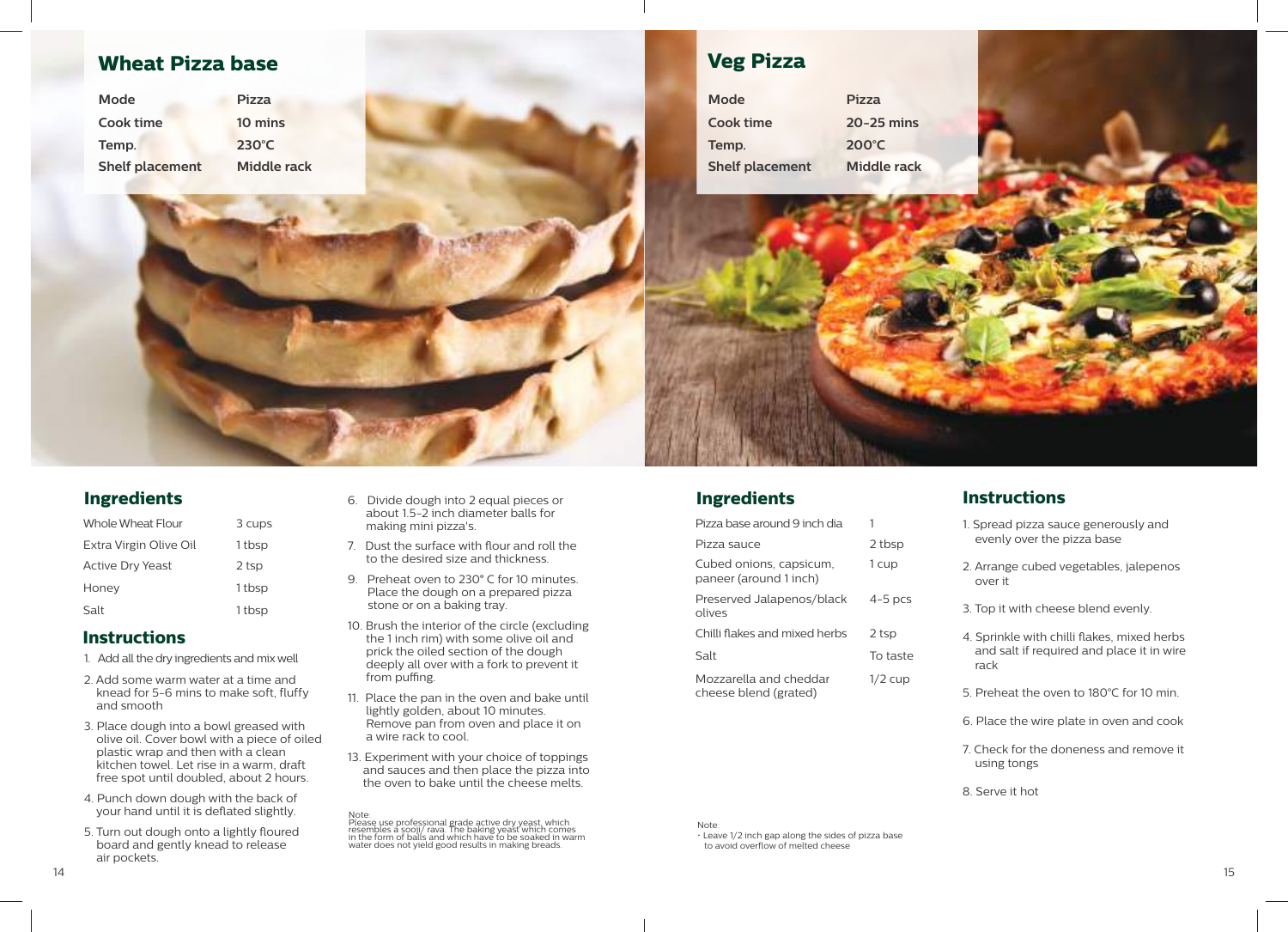## Wheat Pizza base

| Mode | Pizza |
|---|---|
| Cook time | 10 mins |
| Temp. | 230°C |
| Shelf placement | Middle rack |

### Ingredients

| Whole Wheat Flour | 3 cups |
|---|---|
| Extra Virgin Olive Oil | 1 tbsp |
| Active Dry Yeast | 2 tsp |
| Honey | 1 tbsp |
| Salt | 1 tbsp |

### Instructions

1. Add all the dry ingredients and mix well
2. Add some warm water at a time and knead for 5-6 mins to make soft, fluffy and smooth
3. Place dough into a bowl greased with olive oil. Cover bowl with a piece of oiled plastic wrap and then with a clean kitchen towel. Let rise in a warm, draft free spot until doubled, about 2 hours.
4. Punch down dough with the back of your hand until it is deflated slightly.
5. Turn out dough onto a lightly floured board and gently knead to release air pockets.
6. Divide dough into 2 equal pieces or about 1.5-2 inch diameter balls for making mini pizza's.
7. Dust the surface with flour and roll the to the desired size and thickness.
9. Preheat oven to 230° C for 10 minutes. Place the dough on a prepared pizza stone or on a baking tray.
10. Brush the interior of the circle (excluding the 1 inch rim) with some olive oil and prick the oiled section of the dough deeply all over with a fork to prevent it from puffing.
11. Place the pan in the oven and bake until lightly golden, about 10 minutes. Remove pan from oven and place it on a wire rack to cool.
13. Experiment with your choice of toppings and sauces and then place the pizza into the oven to bake until the cheese melts.

Note:
Please use professional grade active dry yeast, which resembles a sooji/ rava. The baking yeast which comes in the form of balls and which have to be soaked in warm water does not yield good results in making breads.

## Veg Pizza

| Mode | Pizza |
|---|---|
| Cook time | 20-25 mins |
| Temp. | 200°C |
| Shelf placement | Middle rack |

### Ingredients

| Pizza base around 9 inch dia | 1 |
|---|---|
| Pizza sauce | 2 tbsp |
| Cubed onions, capsicum, paneer (around 1 inch) | 1 cup |
| Preserved Jalapenos/black olives | 4-5 pcs |
| Chilli flakes and mixed herbs | 2 tsp |
| Salt | To taste |
| Mozzarella and cheddar cheese blend (grated) | 1/2 cup |

Note:
- Leave 1/2 inch gap along the sides of pizza base to avoid overflow of melted cheese

### Instructions

1. Spread pizza sauce generously and evenly over the pizza base
2. Arrange cubed vegetables, jalepenos over it
3. Top it with cheese blend evenly.
4. Sprinkle with chilli flakes, mixed herbs and salt if required and place it in wire rack
5. Preheat the oven to 180°C for 10 min.
6. Place the wire plate in oven and cook
7. Check for the doneness and remove it using tongs
8. Serve it hot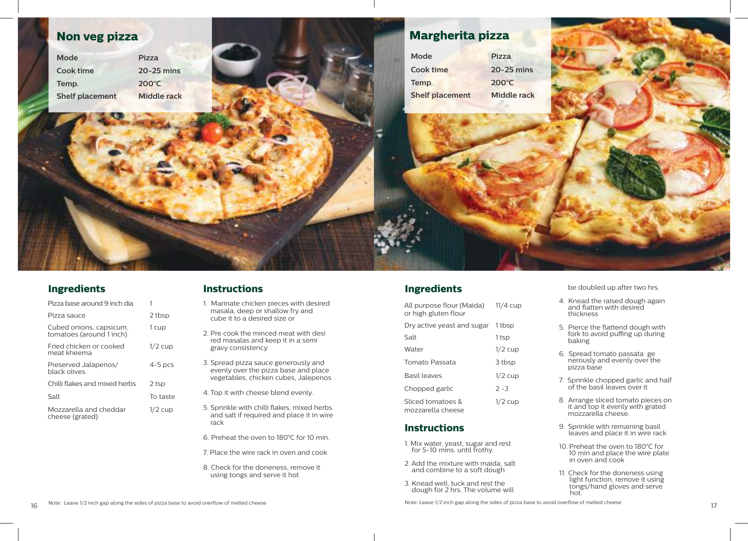## Non veg pizza

| Mode | Pizza |
|---|---|
| Cook time | 20-25 mins |
| Temp. | 200°C |
| Shelf placement | Middle rack |

### Ingredients

| Ingredient | Quantity |
|---|---|
| Pizza base around 9 inch dia | 1 |
| Pizza sauce | 2 tbsp |
| Cubed onions, capsicum, tomatoes (around 1 inch) | 1 cup |
| Fried chicken or cooked meat kheema | 1/2 cup |
| Preserved Jalapenos/ black olives | 4-5 pcs |
| Chilli flakes and mixed herbs | 2 tsp |
| Salt | To taste |
| Mozzarella and cheddar cheese (grated) | 1/2 cup |

### Instructions

1. Marinate chicken pieces with desired masala, deep or shallow fry and cube it to a desired size or
2. Pre cook the minced meat with desi red masalas and keep it in a semi gravy consistency
3. Spread pizza sauce generously and evenly over the pizza base and place vegetables, chicken cubes, Jalepenos
4. Top it with cheese blend evenly.
5. Sprinkle with chilli flakes, mixed herbs and salt if required and place it in wire rack
6. Preheat the oven to 180°C for 10 min.
7. Place the wire rack in oven and cook
8. Check for the doneness, remove it using tongs and serve it hot

Note: Leave 1/2 inch gap along the sides of pizza base to avoid overflow of melted cheese

## Margherita pizza

| Mode | Pizza |
|---|---|
| Cook time | 20-25 mins |
| Temp. | 200°C |
| Shelf placement | Middle rack |

### Ingredients

| Ingredient | Quantity |
|---|---|
| All purpose flour (Maida) or high gluten flour | 11/4 cup |
| Dry active yeast and sugar | 1 tbsp |
| Salt | 1 tsp |
| Water | 1/2 cup |
| Tomato Passata | 3 tbsp |
| Basil leaves | 1/2 cup |
| Chopped garlic | 2 -3 |
| Sliced tomatoes & mozzarella cheese | 1/2 cup |

### Instructions

1. Mix water, yeast, sugar and rest for 5-10 mins. until frothy.
2. Add the mixture with maida, salt and combine to a soft dough
3. Knead well, tuck and rest the dough for 2 hrs. The volume will be doubled up after two hrs.
4. Knead the raised dough again and flatten with desired thickness
5. Pierce the flattend dough with fork to avoid puffing up during baking
6. Spread tomato passata ge nerously and evenly over the pizza base
7. Sprinkle chopped garlic and half of the basil leaves over it
8. Arrange sliced tomato pieces on it and top it evenly with grated mozzarella cheese.
9. Sprinkle with remaining basil leaves and place it in wire rack
10. Preheat the oven to 180°C for 10 min and place the wire plate in oven and cook
11. Check for the doneness using light function, remove it using tongs/hand gloves and serve hot.

Note: Leave 1/2 inch gap along the sides of pizza base to avoid overflow of melted cheese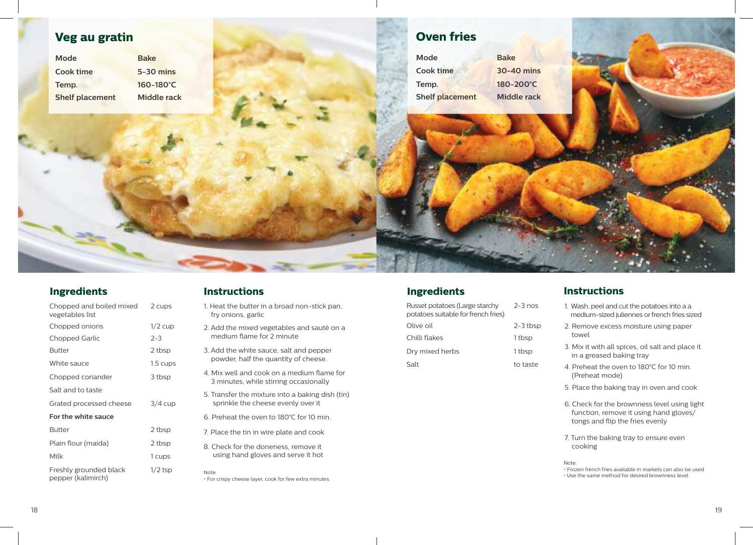## Veg au gratin

| Mode | Bake |
|---|---|
| Cook time | 5-30 mins |
| Temp. | 160-180°C |
| Shelf placement | Middle rack |

### Ingredients

| | |
|---|---|
| Chopped and boiled mixed vegetables list | 2 cups |
| Chopped onions | 1/2 cup |
| Chopped Garlic | 2-3 |
| Butter | 2 tbsp |
| White sauce | 1.5 cups |
| Chopped coriander | 3 tbsp |
| Salt and to taste | |
| Grated processed cheese | 3/4 cup |
| **For the white sauce** | |
| Butter | 2 tbsp |
| Plain flour (maida) | 2 tbsp |
| Milk | 1 cups |
| Freshly grounded black pepper (kalimirch) | 1/2 tsp |

### Instructions

1. Heat the butter in a broad non-stick pan, fry onions, garlic
2. Add the mixed vegetables and sauté on a medium flame for 2 minute
3. Add the white sauce, salt and pepper powder, half the quantity of cheese.
4. Mix well and cook on a medium flame for 3 minutes, while stirring occasionally
5. Transfer the mixture into a baking dish (tin) sprinkle the cheese evenly over it
6. Preheat the oven to 180°C for 10 min.
7. Place the tin in wire plate and cook
8. Check for the doneness, remove it using hand gloves and serve it hot

Note:
- For crispy cheese layer, cook for few extra minutes.

## Oven fries

| Mode | Bake |
|---|---|
| Cook time | 30-40 mins |
| Temp. | 180-200°C |
| Shelf placement | Middle rack |

### Ingredients

| | |
|---|---|
| Russet potatoes (Large starchy potatoes suitable for french fries) | 2-3 nos |
| Olive oil | 2-3 tbsp |
| Chilli flakes | 1 tbsp |
| Dry mixed herbs | 1 tbsp |
| Salt | to taste |

### Instructions

1. Wash, peel and cut the potatoes into a a medium-sized juliennes or french fries sized
2. Remove excess moisture using paper towel
3. Mix it with all spices, oil salt and place it in a greased baking tray
4. Preheat the oven to 180°C for 10 min. (Preheat mode)
5. Place the baking tray in oven and cook
6. Check for the brownness level using light function, remove it using hand gloves/ tongs and flip the fries evenly
7. Turn the baking tray to ensure even cooking

Note:
- Frozen french fries available in markets can also be used
- Use the same method for desired brownness level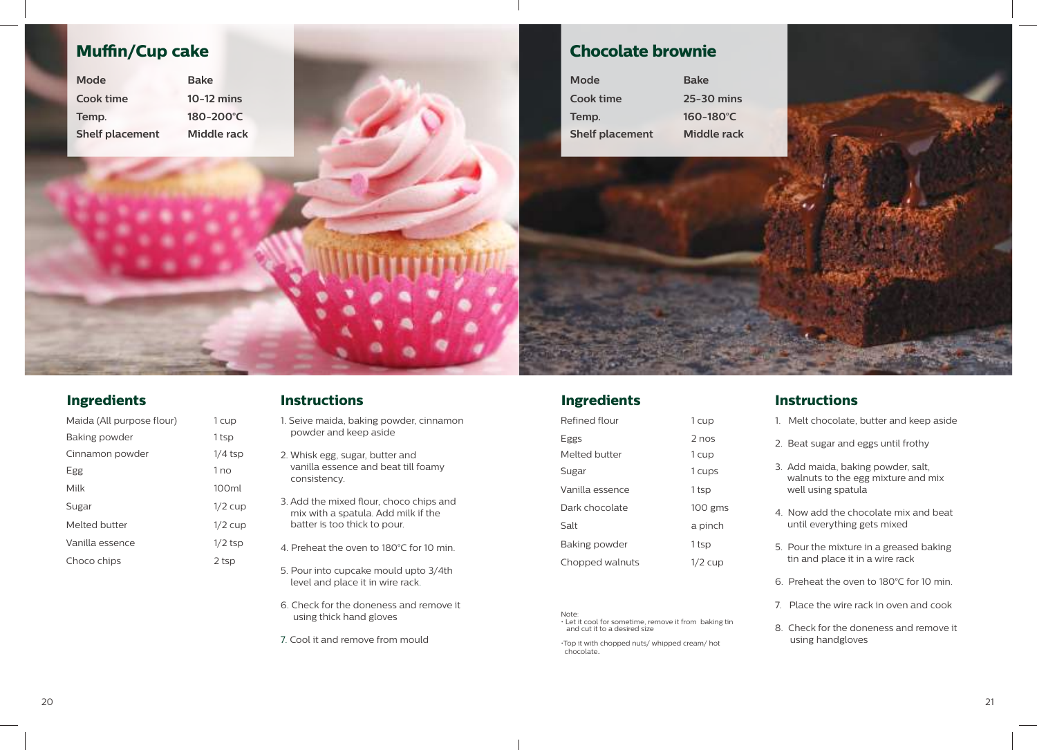## Muffin/Cup cake

| Mode | Bake |
|---|---|
| Cook time | 10-12 mins |
| Temp. | 180-200°C |
| Shelf placement | Middle rack |

### Ingredients

| | |
|---|---|
| Maida (All purpose flour) | 1 cup |
| Baking powder | 1 tsp |
| Cinnamon powder | 1/4 tsp |
| Egg | 1 no |
| Milk | 100ml |
| Sugar | 1/2 cup |
| Melted butter | 1/2 cup |
| Vanilla essence | 1/2 tsp |
| Choco chips | 2 tsp |

### Instructions

1. Seive maida, baking powder, cinnamon powder and keep aside
2. Whisk egg, sugar, butter and vanilla essence and beat till foamy consistency.
3. Add the mixed flour, choco chips and mix with a spatula. Add milk if the batter is too thick to pour.
4. Preheat the oven to 180°C for 10 min.
5. Pour into cupcake mould upto 3/4th level and place it in wire rack.
6. Check for the doneness and remove it using thick hand gloves
7. Cool it and remove from mould

## Chocolate brownie

| Mode | Bake |
|---|---|
| Cook time | 25-30 mins |
| Temp. | 160-180°C |
| Shelf placement | Middle rack |

### Ingredients

| | |
|---|---|
| Refined flour | 1 cup |
| Eggs | 2 nos |
| Melted butter | 1 cup |
| Sugar | 1 cups |
| Vanilla essence | 1 tsp |
| Dark chocolate | 100 gms |
| Salt | a pinch |
| Baking powder | 1 tsp |
| Chopped walnuts | 1/2 cup |

Note:
- Let it cool for sometime, remove it from baking tin and cut it to a desired size
- Top it with chopped nuts/ whipped cream/ hot chocolate.

### Instructions

1. Melt chocolate, butter and keep aside
2. Beat sugar and eggs until frothy
3. Add maida, baking powder, salt, walnuts to the egg mixture and mix well using spatula
4. Now add the chocolate mix and beat until everything gets mixed
5. Pour the mixture in a greased baking tin and place it in a wire rack
6. Preheat the oven to 180°C for 10 min.
7. Place the wire rack in oven and cook
8. Check for the doneness and remove it using handgloves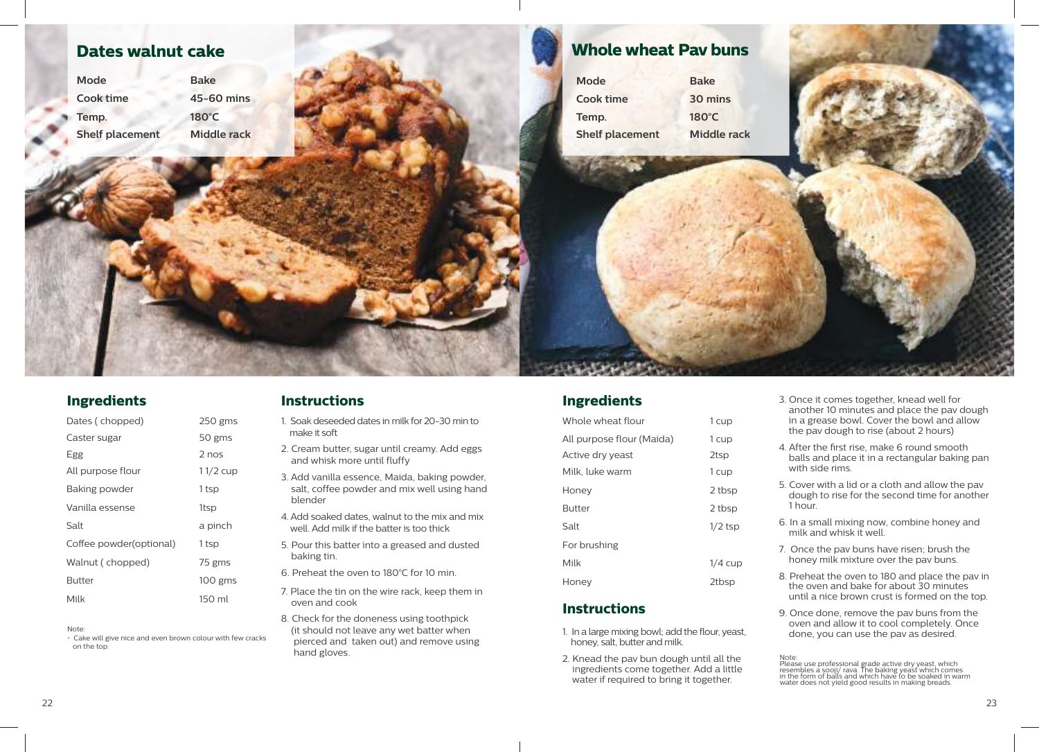## Dates walnut cake

| Mode | Bake |
| --- | --- |
| Cook time | 45-60 mins |
| Temp. | 180°C |
| Shelf placement | Middle rack |

### Ingredients

| | |
| --- | --- |
| Dates ( chopped) | 250 gms |
| Caster sugar | 50 gms |
| Egg | 2 nos |
| All purpose flour | 1 1/2 cup |
| Baking powder | 1 tsp |
| Vanilla essense | 1tsp |
| Salt | a pinch |
| Coffee powder(optional) | 1 tsp |
| Walnut ( chopped) | 75 gms |
| Butter | 100 gms |
| Milk | 150 ml |

Note:
- Cake will give nice and even brown colour with few cracks on the top.

### Instructions

1. Soak deseeded dates in milk for 20-30 min to make it soft
2. Cream butter, sugar until creamy. Add eggs and whisk more until fluffy
3. Add vanilla essence, Maida, baking powder, salt, coffee powder and mix well using hand blender
4. Add soaked dates, walnut to the mix and mix well. Add milk if the batter is too thick
5. Pour this batter into a greased and dusted baking tin.
6. Preheat the oven to 180°C for 10 min.
7. Place the tin on the wire rack, keep them in oven and cook
8. Check for the doneness using toothpick (it should not leave any wet batter when pierced and taken out) and remove using hand gloves.

## Whole wheat Pav buns

| Mode | Bake |
| --- | --- |
| Cook time | 30 mins |
| Temp. | 180°C |
| Shelf placement | Middle rack |

### Ingredients

| | |
| --- | --- |
| Whole wheat flour | 1 cup |
| All purpose flour (Maida) | 1 cup |
| Active dry yeast | 2tsp |
| Milk, luke warm | 1 cup |
| Honey | 2 tbsp |
| Butter | 2 tbsp |
| Salt | 1/2 tsp |
| For brushing | |
| Milk | 1/4 cup |
| Honey | 2tbsp |

### Instructions

1. In a large mixing bowl; add the flour, yeast, honey, salt, butter and milk.
2. Knead the pav bun dough until all the ingredients come together. Add a little water if required to bring it together.
3. Once it comes together, knead well for another 10 minutes and place the pav dough in a grease bowl. Cover the bowl and allow the pav dough to rise (about 2 hours)
4. After the first rise, make 6 round smooth balls and place it in a rectangular baking pan with side rims.
5. Cover with a lid or a cloth and allow the pav dough to rise for the second time for another 1 hour.
6. In a small mixing now, combine honey and milk and whisk it well.
7. Once the pav buns have risen; brush the honey milk mixture over the pav buns.
8. Preheat the oven to 180 and place the pav in the oven and bake for about 30 minutes until a nice brown crust is formed on the top.
9. Once done, remove the pav buns from the oven and allow it to cool completely. Once done, you can use the pav as desired.

Note:
Please use professional grade active dry yeast, which resembles a sooji/ rava. The baking yeast which comes in the form of balls and which have to be soaked in warm water does not yield good results in making breads.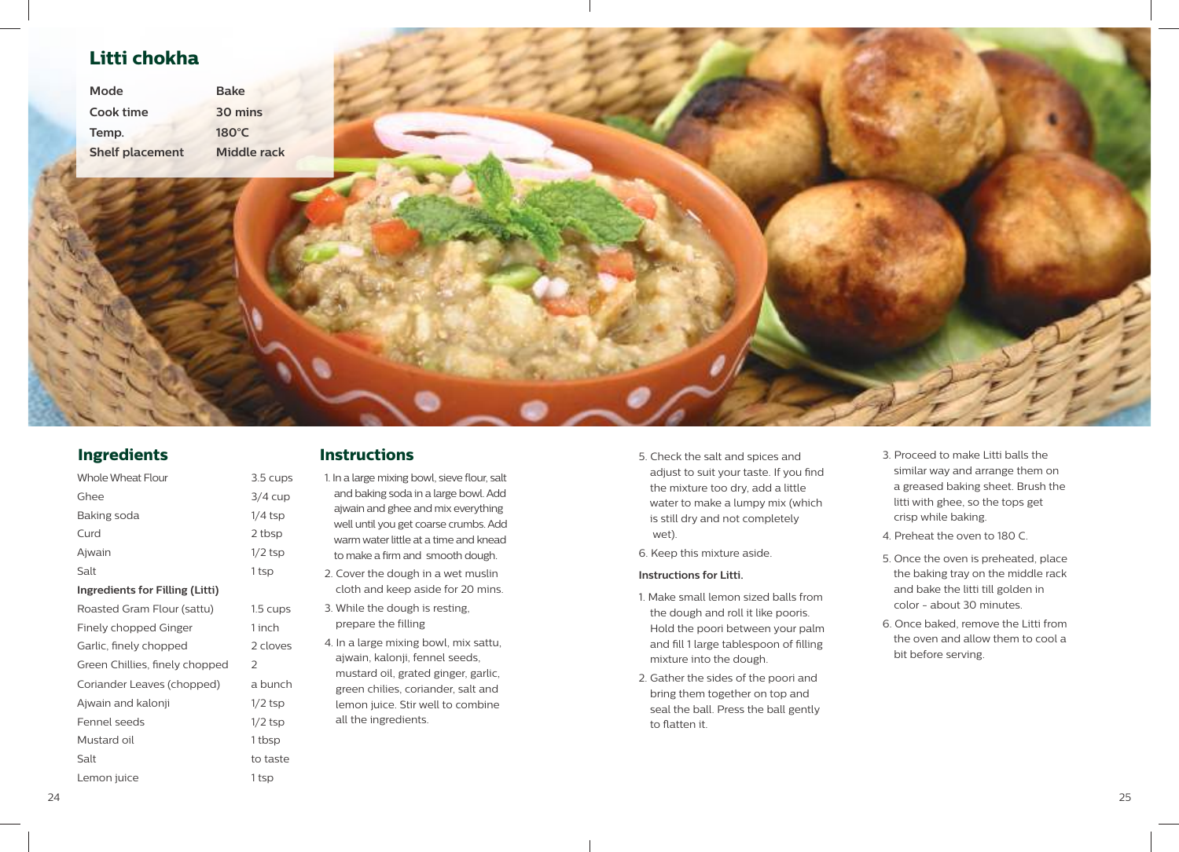# Litti chokha

| Mode | Bake |
|---|---|
| Cook time | 30 mins |
| Temp. | 180°C |
| Shelf placement | Middle rack |

## Ingredients

| | |
|---|---|
| Whole Wheat Flour | 3.5 cups |
| Ghee | 3/4 cup |
| Baking soda | 1/4 tsp |
| Curd | 2 tbsp |
| Ajwain | 1/2 tsp |
| Salt | 1 tsp |
| **Ingredients for Filling (Litti)** | |
| Roasted Gram Flour (sattu) | 1.5 cups |
| Finely chopped Ginger | 1 inch |
| Garlic, finely chopped | 2 cloves |
| Green Chillies, finely chopped | 2 |
| Coriander Leaves (chopped) | a bunch |
| Ajwain and kalonji | 1/2 tsp |
| Fennel seeds | 1/2 tsp |
| Mustard oil | 1 tbsp |
| Salt | to taste |
| Lemon juice | 1 tsp |

## Instructions

1. In a large mixing bowl, sieve flour, salt and baking soda in a large bowl. Add ajwain and ghee and mix everything well until you get coarse crumbs. Add warm water little at a time and knead to make a firm and smooth dough.
2. Cover the dough in a wet muslin cloth and keep aside for 20 mins.
3. While the dough is resting, prepare the filling
4. In a large mixing bowl, mix sattu, ajwain, kalonji, fennel seeds, mustard oil, grated ginger, garlic, green chilies, coriander, salt and lemon juice. Stir well to combine all the ingredients.
5. Check the salt and spices and adjust to suit your taste. If you find the mixture too dry, add a little water to make a lumpy mix (which is still dry and not completely wet).
6. Keep this mixture aside.

**Instructions for Litti.**

1. Make small lemon sized balls from the dough and roll it like pooris. Hold the poori between your palm and fill 1 large tablespoon of filling mixture into the dough.
2. Gather the sides of the poori and bring them together on top and seal the ball. Press the ball gently to flatten it.
3. Proceed to make Litti balls the similar way and arrange them on a greased baking sheet. Brush the litti with ghee, so the tops get crisp while baking.
4. Preheat the oven to 180 C.
5. Once the oven is preheated, place the baking tray on the middle rack and bake the litti till golden in color - about 30 minutes.
6. Once baked, remove the Litti from the oven and allow them to cool a bit before serving.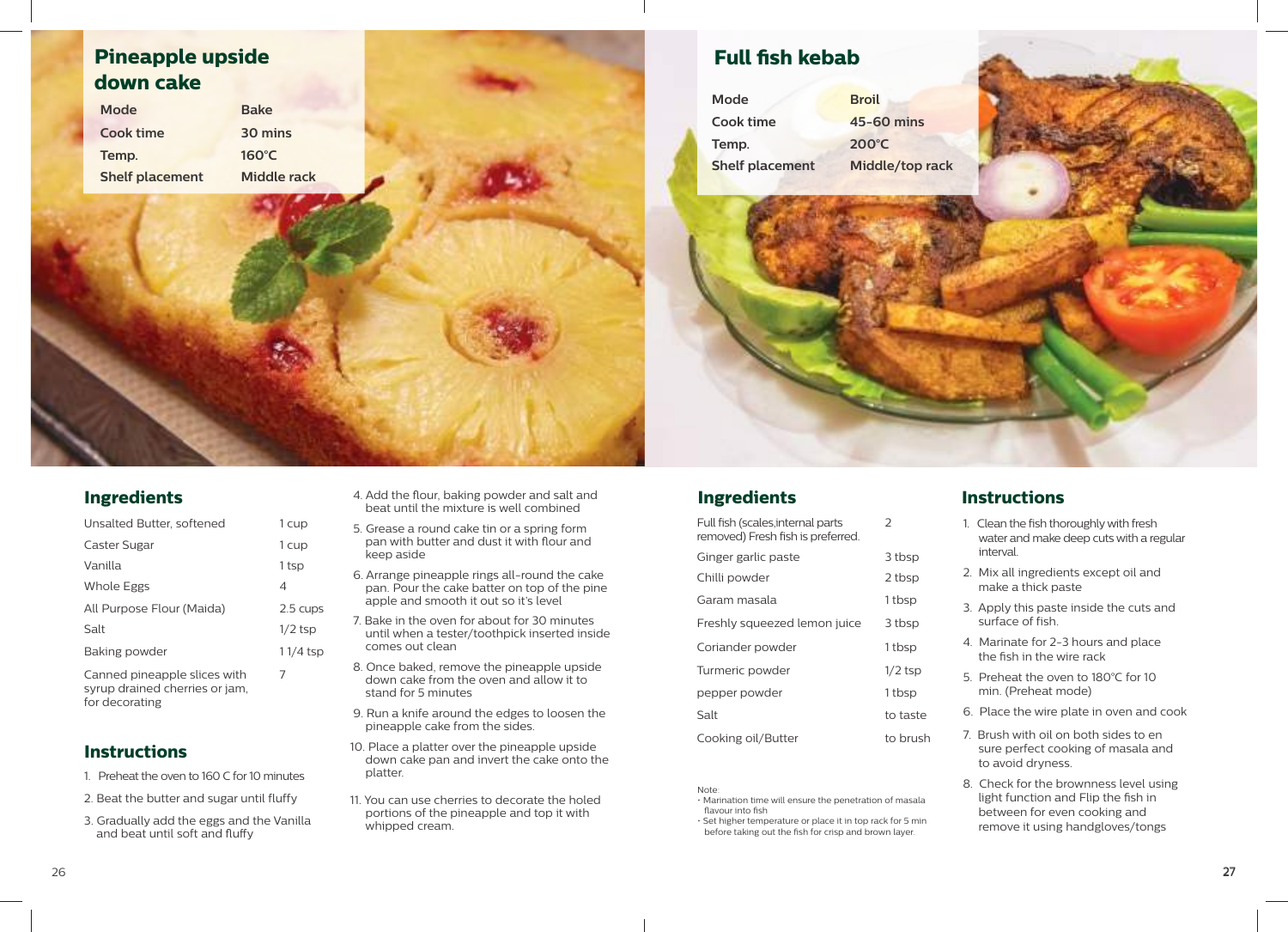## Pineapple upside down cake

| | |
|---|---|
| Mode | Bake |
| Cook time | 30 mins |
| Temp. | 160°C |
| Shelf placement | Middle rack |

### Ingredients

| | |
|---|---|
| Unsalted Butter, softened | 1 cup |
| Caster Sugar | 1 cup |
| Vanilla | 1 tsp |
| Whole Eggs | 4 |
| All Purpose Flour (Maida) | 2.5 cups |
| Salt | 1/2 tsp |
| Baking powder | 1 1/4 tsp |
| Canned pineapple slices with syrup drained cherries or jam, for decorating | 7 |

### Instructions

1. Preheat the oven to 160 C for 10 minutes
2. Beat the butter and sugar until fluffy
3. Gradually add the eggs and the Vanilla and beat until soft and fluffy
4. Add the flour, baking powder and salt and beat until the mixture is well combined
5. Grease a round cake tin or a spring form pan with butter and dust it with flour and keep aside
6. Arrange pineapple rings all-round the cake pan. Pour the cake batter on top of the pine apple and smooth it out so it's level
7. Bake in the oven for about for 30 minutes until when a tester/toothpick inserted inside comes out clean
8. Once baked, remove the pineapple upside down cake from the oven and allow it to stand for 5 minutes
9. Run a knife around the edges to loosen the pineapple cake from the sides.
10. Place a platter over the pineapple upside down cake pan and invert the cake onto the platter.
11. You can use cherries to decorate the holed portions of the pineapple and top it with whipped cream.

## Full fish kebab

| | |
|---|---|
| Mode | Broil |
| Cook time | 45-60 mins |
| Temp. | 200°C |
| Shelf placement | Middle/top rack |

### Ingredients

| | |
|---|---|
| Full fish (scales,internal parts removed) Fresh fish is preferred. | 2 |
| Ginger garlic paste | 3 tbsp |
| Chilli powder | 2 tbsp |
| Garam masala | 1 tbsp |
| Freshly squeezed lemon juice | 3 tbsp |
| Coriander powder | 1 tbsp |
| Turmeric powder | 1/2 tsp |
| pepper powder | 1 tbsp |
| Salt | to taste |
| Cooking oil/Butter | to brush |

Note:
- Marination time will ensure the penetration of masala flavour into fish
- Set higher temperature or place it in top rack for 5 min before taking out the fish for crisp and brown layer.

### Instructions

1. Clean the fish thoroughly with fresh water and make deep cuts with a regular interval.
2. Mix all ingredients except oil and make a thick paste
3. Apply this paste inside the cuts and surface of fish.
4. Marinate for 2-3 hours and place the fish in the wire rack
5. Preheat the oven to 180°C for 10 min. (Preheat mode)
6. Place the wire plate in oven and cook
7. Brush with oil on both sides to en sure perfect cooking of masala and to avoid dryness.
8. Check for the brownness level using light function and Flip the fish in between for even cooking and remove it using handgloves/tongs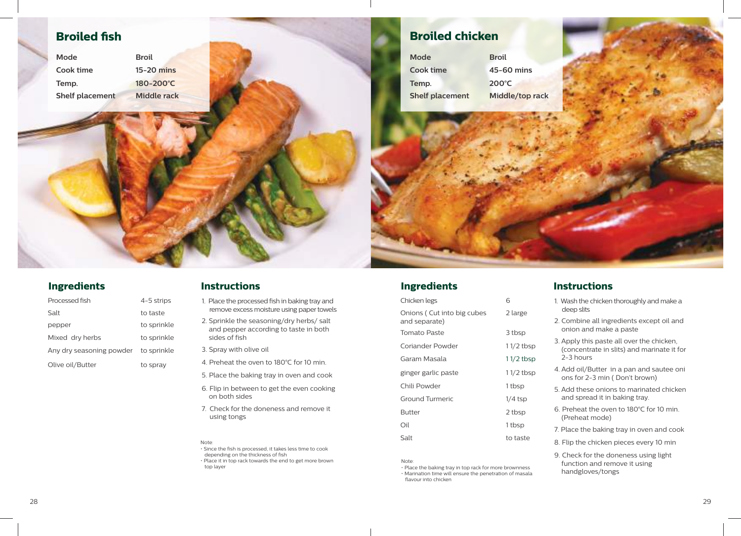## Broiled fish

| Mode | Broil |
|---|---|
| Cook time | 15-20 mins |
| Temp. | 180-200°C |
| Shelf placement | Middle rack |

### Ingredients

| | |
|---|---|
| Processed fish | 4-5 strips |
| Salt | to taste |
| pepper | to sprinkle |
| Mixed dry herbs | to sprinkle |
| Any dry seasoning powder | to sprinkle |
| Olive oil/Butter | to spray |

### Instructions

1. Place the processed fish in baking tray and remove excess moisture using paper towels
2. Sprinkle the seasoning/dry herbs/ salt and pepper according to taste in both sides of fish
3. Spray with olive oil
4. Preheat the oven to 180°C for 10 min.
5. Place the baking tray in oven and cook
6. Flip in between to get the even cooking on both sides
7. Check for the doneness and remove it using tongs

Note:
- Since the fish is processed, it takes less time to cook depending on the thickness of fish
- Place it in top rack towards the end to get more brown top layer

## Broiled chicken

| Mode | Broil |
|---|---|
| Cook time | 45-60 mins |
| Temp. | 200°C |
| Shelf placement | Middle/top rack |

### Ingredients

| | |
|---|---|
| Chicken legs | 6 |
| Onions ( Cut into big cubes and separate) | 2 large |
| Tomato Paste | 3 tbsp |
| Coriander Powder | 1 1/2 tbsp |
| Garam Masala | 1 1/2 tbsp |
| ginger garlic paste | 1 1/2 tbsp |
| Chili Powder | 1 tbsp |
| Ground Turmeric | 1/4 tsp |
| Butter | 2 tbsp |
| Oil | 1 tbsp |
| Salt | to taste |

Note:
- Place the baking tray in top rack for more brownness
- Marination time will ensure the penetration of masala flavour into chicken

### Instructions

1. Wash the chicken thoroughly and make a deep slits
2. Combine all ingredients except oil and onion and make a paste
3. Apply this paste all over the chicken, (concentrate in slits) and marinate it for 2-3 hours
4. Add oil/Butter in a pan and sautee oni ons for 2-3 min ( Don't brown)
5. Add these onions to marinated chicken and spread it in baking tray.
6. Preheat the oven to 180°C for 10 min. (Preheat mode)
7. Place the baking tray in oven and cook
8. Flip the chicken pieces every 10 min
9. Check for the doneness using light function and remove it using handgloves/tongs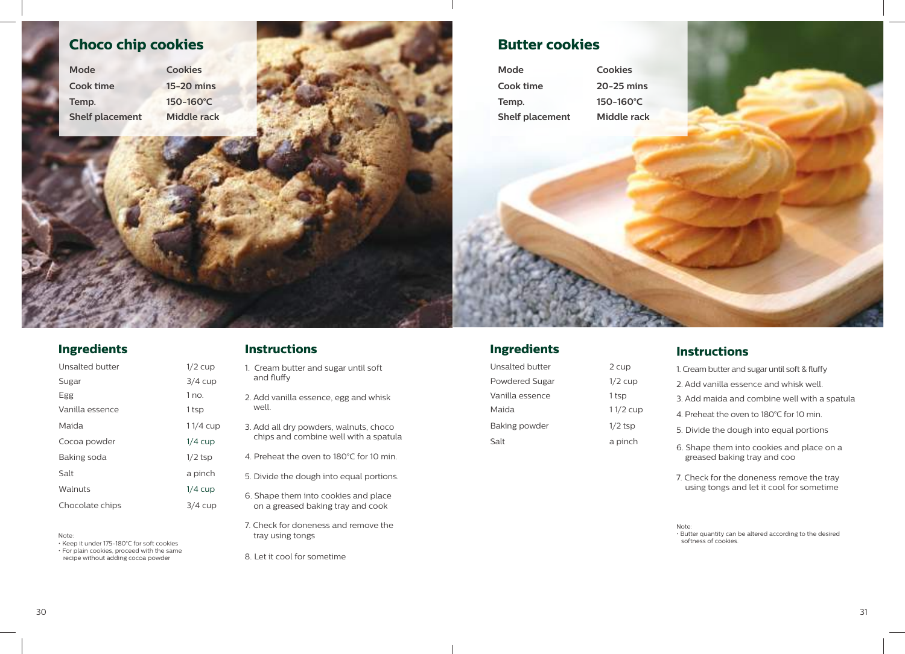## Choco chip cookies

| | |
|---|---|
| **Mode** | **Cookies** |
| **Cook time** | **15-20 mins** |
| **Temp.** | **150-160°C** |
| **Shelf placement** | **Middle rack** |

### Ingredients

| | |
|---|---|
| Unsalted butter | 1/2 cup |
| Sugar | 3/4 cup |
| Egg | 1 no. |
| Vanilla essence | 1 tsp |
| Maida | 1 1/4 cup |
| Cocoa powder | 1/4 cup |
| Baking soda | 1/2 tsp |
| Salt | a pinch |
| Walnuts | 1/4 cup |
| Chocolate chips | 3/4 cup |

Note:
- Keep it under 175-180°C for soft cookies
- For plain cookies, proceed with the same recipe without adding cocoa powder

### Instructions

1. Cream butter and sugar until soft and fluffy
2. Add vanilla essence, egg and whisk well.
3. Add all dry powders, walnuts, choco chips and combine well with a spatula
4. Preheat the oven to 180°C for 10 min.
5. Divide the dough into equal portions.
6. Shape them into cookies and place on a greased baking tray and cook
7. Check for doneness and remove the tray using tongs
8. Let it cool for sometime

## Butter cookies

| | |
|---|---|
| **Mode** | **Cookies** |
| **Cook time** | **20-25 mins** |
| **Temp.** | **150-160°C** |
| **Shelf placement** | **Middle rack** |

### Ingredients

| | |
|---|---|
| Unsalted butter | 2 cup |
| Powdered Sugar | 1/2 cup |
| Vanilla essence | 1 tsp |
| Maida | 1 1/2 cup |
| Baking powder | 1/2 tsp |
| Salt | a pinch |

### Instructions

1. Cream butter and sugar until soft & fluffy
2. Add vanilla essence and whisk well.
3. Add maida and combine well with a spatula
4. Preheat the oven to 180°C for 10 min.
5. Divide the dough into equal portions
6. Shape them into cookies and place on a greased baking tray and coo
7. Check for the doneness remove the tray using tongs and let it cool for sometime

Note:
- Butter quantity can be altered according to the desired softness of cookies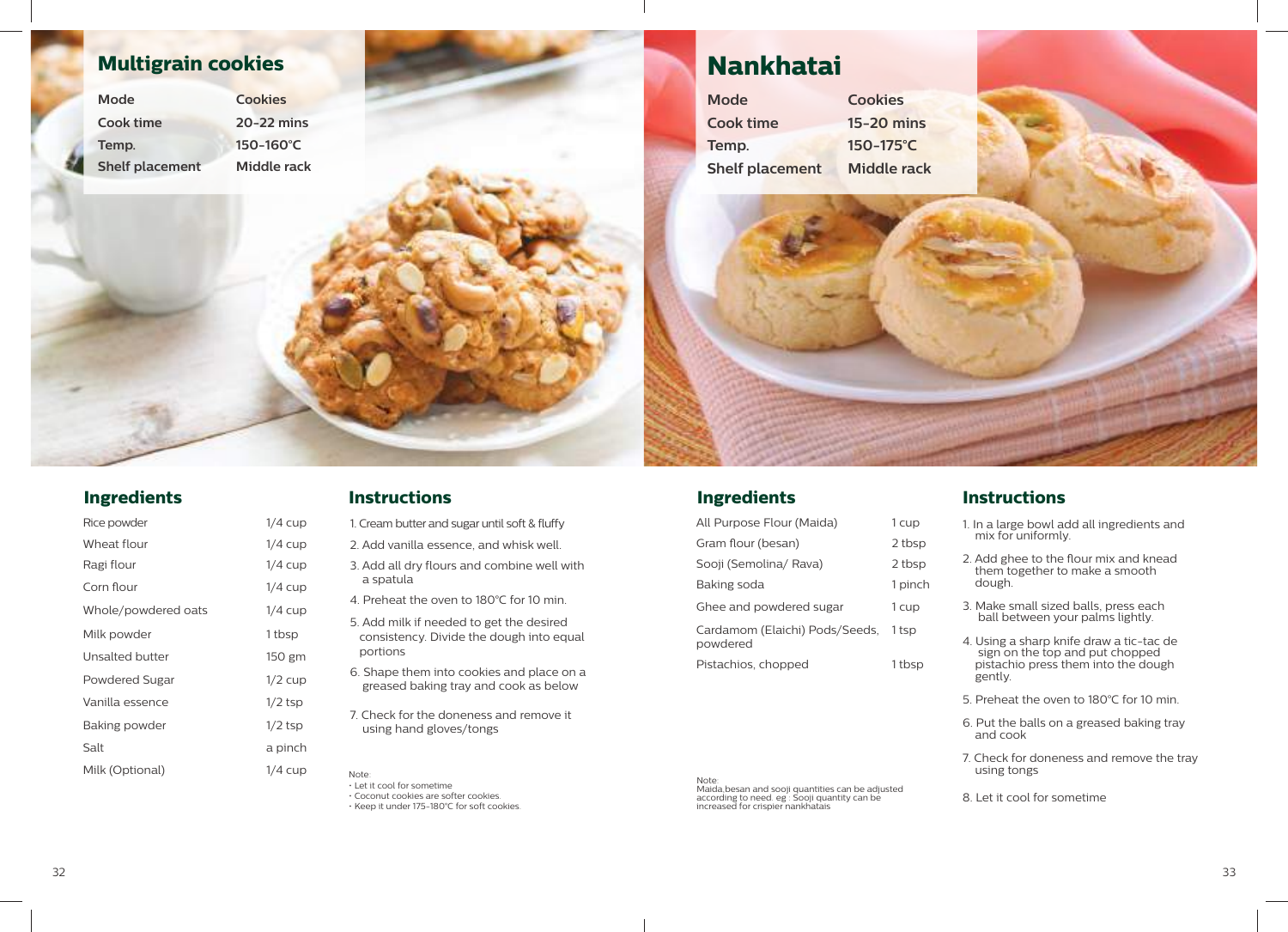## Multigrain cookies

| Mode | Cookies |
|---|---|
| Cook time | 20-22 mins |
| Temp. | 150-160°C |
| Shelf placement | Middle rack |

### Ingredients

| Ingredient | Quantity |
|---|---|
| Rice powder | 1/4 cup |
| Wheat flour | 1/4 cup |
| Ragi flour | 1/4 cup |
| Corn flour | 1/4 cup |
| Whole/powdered oats | 1/4 cup |
| Milk powder | 1 tbsp |
| Unsalted butter | 150 gm |
| Powdered Sugar | 1/2 cup |
| Vanilla essence | 1/2 tsp |
| Baking powder | 1/2 tsp |
| Salt | a pinch |
| Milk (Optional) | 1/4 cup |

### Instructions

1. Cream butter and sugar until soft & fluffy
2. Add vanilla essence, and whisk well.
3. Add all dry flours and combine well with a spatula
4. Preheat the oven to 180°C for 10 min.
5. Add milk if needed to get the desired consistency. Divide the dough into equal portions
6. Shape them into cookies and place on a greased baking tray and cook as below
7. Check for the doneness and remove it using hand gloves/tongs

Note:
- Let it cool for sometime
- Coconut cookies are softer cookies.
- Keep it under 175-180°C for soft cookies.

## Nankhatai

| Mode | Cookies |
|---|---|
| Cook time | 15-20 mins |
| Temp. | 150-175°C |
| Shelf placement | Middle rack |

### Ingredients

| Ingredient | Quantity |
|---|---|
| All Purpose Flour (Maida) | 1 cup |
| Gram flour (besan) | 2 tbsp |
| Sooji (Semolina/ Rava) | 2 tbsp |
| Baking soda | 1 pinch |
| Ghee and powdered sugar | 1 cup |
| Cardamom (Elaichi) Pods/Seeds, powdered | 1 tsp |
| Pistachios, chopped | 1 tbsp |

Note:
Maida,besan and sooji quantities can be adjusted according to need. eg : Sooji quantity can be increased for crispier nankhatais

### Instructions

1. In a large bowl add all ingredients and mix for uniformly.
2. Add ghee to the flour mix and knead them together to make a smooth dough.
3. Make small sized balls, press each ball between your palms lightly.
4. Using a sharp knife draw a tic-tac de sign on the top and put chopped pistachio press them into the dough gently.
5. Preheat the oven to 180°C for 10 min.
6. Put the balls on a greased baking tray and cook
7. Check for doneness and remove the tray using tongs
8. Let it cool for sometime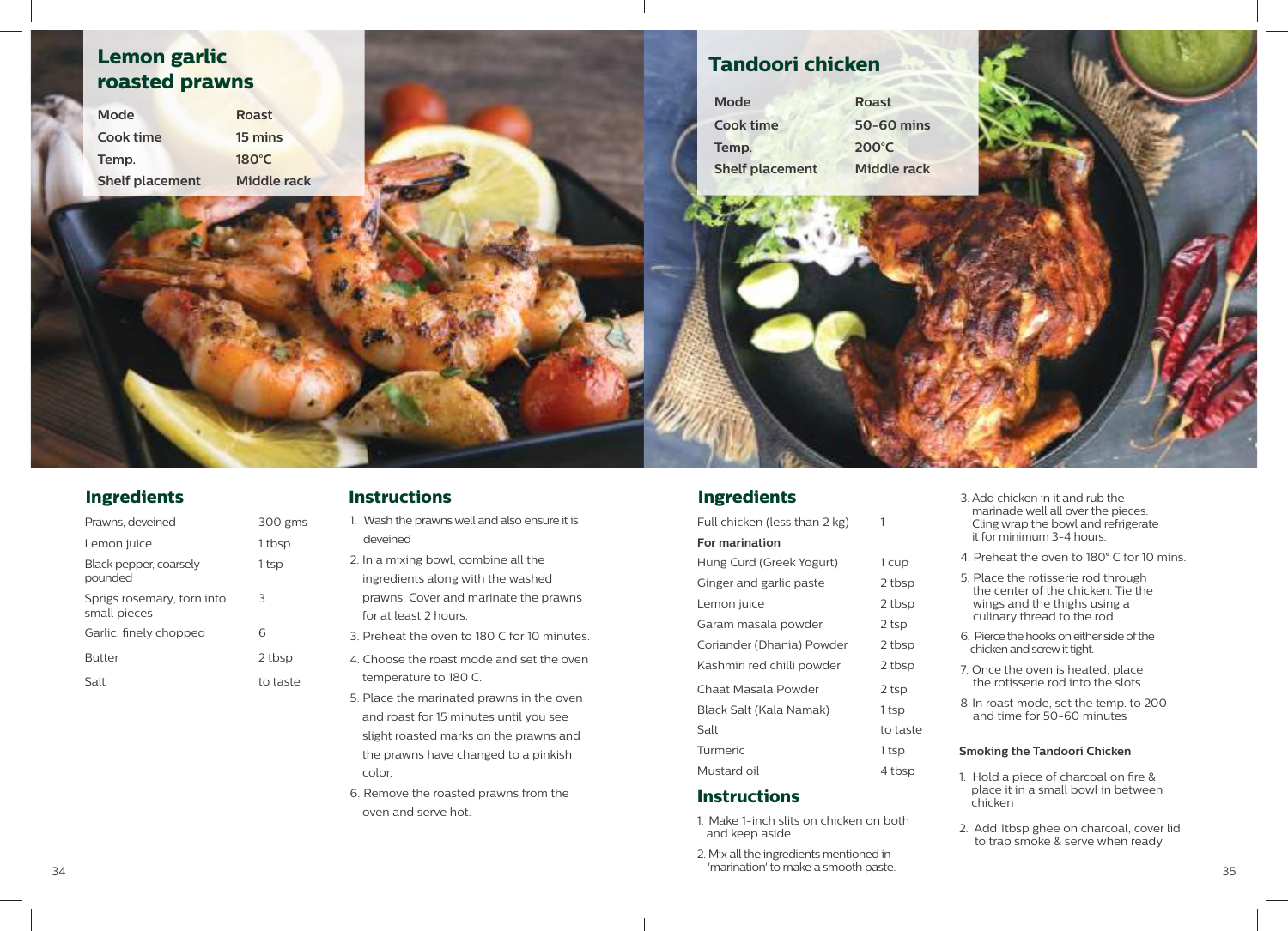## Lemon garlic roasted prawns

| Mode | Roast |
|---|---|
| Cook time | 15 mins |
| Temp. | 180°C |
| Shelf placement | Middle rack |

### Ingredients

| | |
|---|---|
| Prawns, deveined | 300 gms |
| Lemon juice | 1 tbsp |
| Black pepper, coarsely pounded | 1 tsp |
| Sprigs rosemary, torn into small pieces | 3 |
| Garlic, finely chopped | 6 |
| Butter | 2 tbsp |
| Salt | to taste |

### Instructions

1. Wash the prawns well and also ensure it is deveined
2. In a mixing bowl, combine all the ingredients along with the washed prawns. Cover and marinate the prawns for at least 2 hours.
3. Preheat the oven to 180 C for 10 minutes.
4. Choose the roast mode and set the oven temperature to 180 C.
5. Place the marinated prawns in the oven and roast for 15 minutes until you see slight roasted marks on the prawns and the prawns have changed to a pinkish color.
6. Remove the roasted prawns from the oven and serve hot.

## Tandoori chicken

| Mode | Roast |
|---|---|
| Cook time | 50-60 mins |
| Temp. | 200°C |
| Shelf placement | Middle rack |

### Ingredients

| | |
|---|---|
| Full chicken (less than 2 kg) | 1 |
| **For marination** | |
| Hung Curd (Greek Yogurt) | 1 cup |
| Ginger and garlic paste | 2 tbsp |
| Lemon juice | 2 tbsp |
| Garam masala powder | 2 tsp |
| Coriander (Dhania) Powder | 2 tbsp |
| Kashmiri red chilli powder | 2 tbsp |
| Chaat Masala Powder | 2 tsp |
| Black Salt (Kala Namak) | 1 tsp |
| Salt | to taste |
| Turmeric | 1 tsp |
| Mustard oil | 4 tbsp |

### Instructions

1. Make 1-inch slits on chicken on both and keep aside.
2. Mix all the ingredients mentioned in 'marination' to make a smooth paste.
3. Add chicken in it and rub the marinade well all over the pieces. Cling wrap the bowl and refrigerate it for minimum 3-4 hours.
4. Preheat the oven to 180° C for 10 mins.
5. Place the rotisserie rod through the center of the chicken. Tie the wings and the thighs using a culinary thread to the rod.
6. Pierce the hooks on either side of the chicken and screw it tight.
7. Once the oven is heated, place the rotisserie rod into the slots
8. In roast mode, set the temp. to 200 and time for 50-60 minutes

**Smoking the Tandoori Chicken**

1. Hold a piece of charcoal on fire & place it in a small bowl in between chicken
2. Add 1tbsp ghee on charcoal, cover lid to trap smoke & serve when ready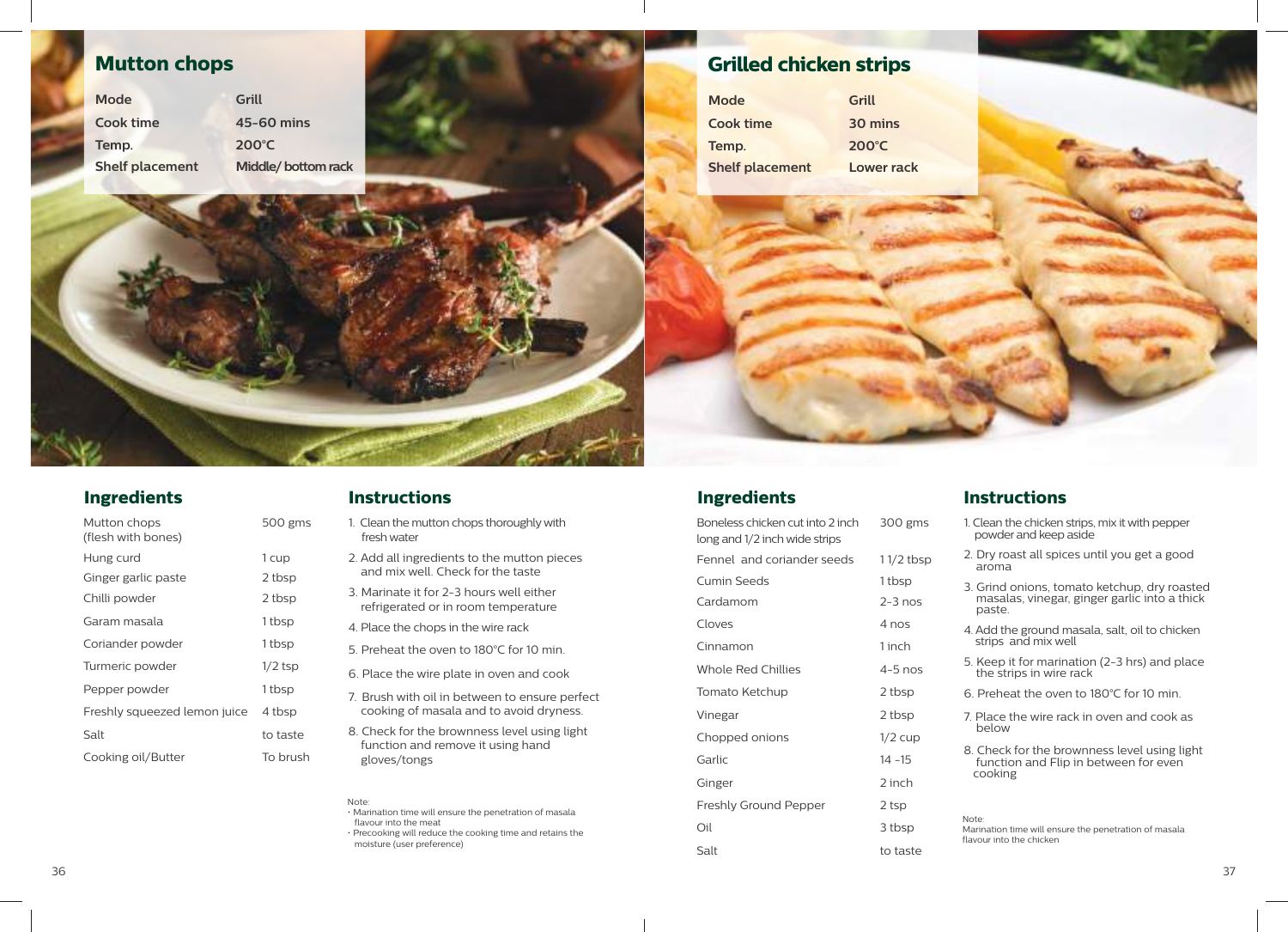# Mutton chops

| Mode | Grill |
|---|---|
| Cook time | 45-60 mins |
| Temp. | 200°C |
| Shelf placement | Middle/ bottom rack |

## Ingredients

| Ingredient | Quantity |
|---|---|
| Mutton chops (flesh with bones) | 500 gms |
| Hung curd | 1 cup |
| Ginger garlic paste | 2 tbsp |
| Chilli powder | 2 tbsp |
| Garam masala | 1 tbsp |
| Coriander powder | 1 tbsp |
| Turmeric powder | 1/2 tsp |
| Pepper powder | 1 tbsp |
| Freshly squeezed lemon juice | 4 tbsp |
| Salt | to taste |
| Cooking oil/Butter | To brush |

## Instructions

1. Clean the mutton chops thoroughly with fresh water
2. Add all ingredients to the mutton pieces and mix well. Check for the taste
3. Marinate it for 2-3 hours well either refrigerated or in room temperature
4. Place the chops in the wire rack
5. Preheat the oven to 180°C for 10 min.
6. Place the wire plate in oven and cook
7. Brush with oil in between to ensure perfect cooking of masala and to avoid dryness.
8. Check for the brownness level using light function and remove it using hand gloves/tongs

Note:
- Marination time will ensure the penetration of masala flavour into the meat
- Precooking will reduce the cooking time and retains the moisture (user preference)

# Grilled chicken strips

| Mode | Grill |
|---|---|
| Cook time | 30 mins |
| Temp. | 200°C |
| Shelf placement | Lower rack |

## Ingredients

| Ingredient | Quantity |
|---|---|
| Boneless chicken cut into 2 inch long and 1/2 inch wide strips | 300 gms |
| Fennel and coriander seeds | 1 1/2 tbsp |
| Cumin Seeds | 1 tbsp |
| Cardamom | 2-3 nos |
| Cloves | 4 nos |
| Cinnamon | 1 inch |
| Whole Red Chillies | 4-5 nos |
| Tomato Ketchup | 2 tbsp |
| Vinegar | 2 tbsp |
| Chopped onions | 1/2 cup |
| Garlic | 14 -15 |
| Ginger | 2 inch |
| Freshly Ground Pepper | 2 tsp |
| Oil | 3 tbsp |
| Salt | to taste |

## Instructions

1. Clean the chicken strips, mix it with pepper powder and keep aside
2. Dry roast all spices until you get a good aroma
3. Grind onions, tomato ketchup, dry roasted masalas, vinegar, ginger garlic into a thick paste.
4. Add the ground masala, salt, oil to chicken strips and mix well
5. Keep it for marination (2-3 hrs) and place the strips in wire rack
6. Preheat the oven to 180°C for 10 min.
7. Place the wire rack in oven and cook as below
8. Check for the brownness level using light function and Flip in between for even cooking

Note:
Marination time will ensure the penetration of masala flavour into the chicken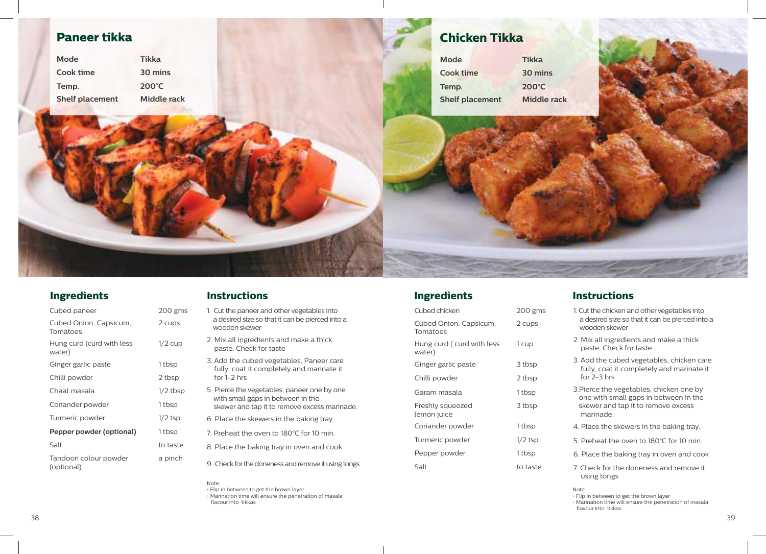## Paneer tikka

| Mode | Tikka |
|---|---|
| Cook time | 30 mins |
| Temp. | 200°C |
| Shelf placement | Middle rack |

### Ingredients

| | |
|---|---|
| Cubed paneer | 200 gms |
| Cubed Onion, Capsicum, Tomatoes | 2 cups |
| Hung curd (curd with less water) | 1/2 cup |
| Ginger garlic paste | 1 tbsp |
| Chilli powder | 2 tbsp |
| Chaat masala | 1/2 tbsp |
| Coriander powder | 1 tbsp |
| Turmeric powder | 1/2 tsp |
| **Pepper powder (optional)** | 1 tbsp |
| Salt | to taste |
| Tandoori colour powder (optional) | a pinch |

### Instructions

1. Cut the paneer and other vegetables into a desired size so that it can be pierced into a wooden skewer
2. Mix all ingredients and make a thick paste. Check for taste
3. Add the cubed vegetables, Paneer care fully, coat it completely and marinate it for 1-2 hrs
5. Pierce the vegetables, paneer one by one with small gaps in between in the skewer and tap it to remove excess marinade.
6. Place the skewers in the baking tray.
7. Preheat the oven to 180°C for 10 min.
8. Place the baking tray in oven and cook
9. Check for the doneness and remove it using tongs

Note:
- Flip in between to get the brown layer
- Marination time will ensure the penetration of masala flavour into tikkas

## Chicken Tikka

| Mode | Tikka |
|---|---|
| Cook time | 30 mins |
| Temp. | 200°C |
| Shelf placement | Middle rack |

### Ingredients

| | |
|---|---|
| Cubed chicken | 200 gms |
| Cubed Onion, Capsicum, Tomatoes | 2 cups |
| Hung curd ( curd with less water) | 1 cup |
| Ginger garlic paste | 3 tbsp |
| Chilli powder | 2 tbsp |
| Garam masala | 1 tbsp |
| Freshly squeezed lemon juice | 3 tbsp |
| Coriander powder | 1 tbsp |
| Turmeric powder | 1/2 tsp |
| Pepper powder | 1 tbsp |
| Salt | to taste |

### Instructions

1. Cut the chicken and other vegetables into a desired size so that it can be pierced into a wooden skewer
2. Mix all ingredients and make a thick paste. Check for taste
3. Add the cubed vegetables, chicken care fully, coat it completely and marinate it for 2-3 hrs

3.Pierce the vegetables, chicken one by one with small gaps in between in the skewer and tap it to remove excess marinade.

4. Place the skewers in the baking tray.
5. Preheat the oven to 180°C for 10 min.
6. Place the baking tray in oven and cook
7. Check for the doneness and remove it using tongs

Note:
- Flip in between to get the brown layer
- Marination time will ensure the penetration of masala flavour into tikkas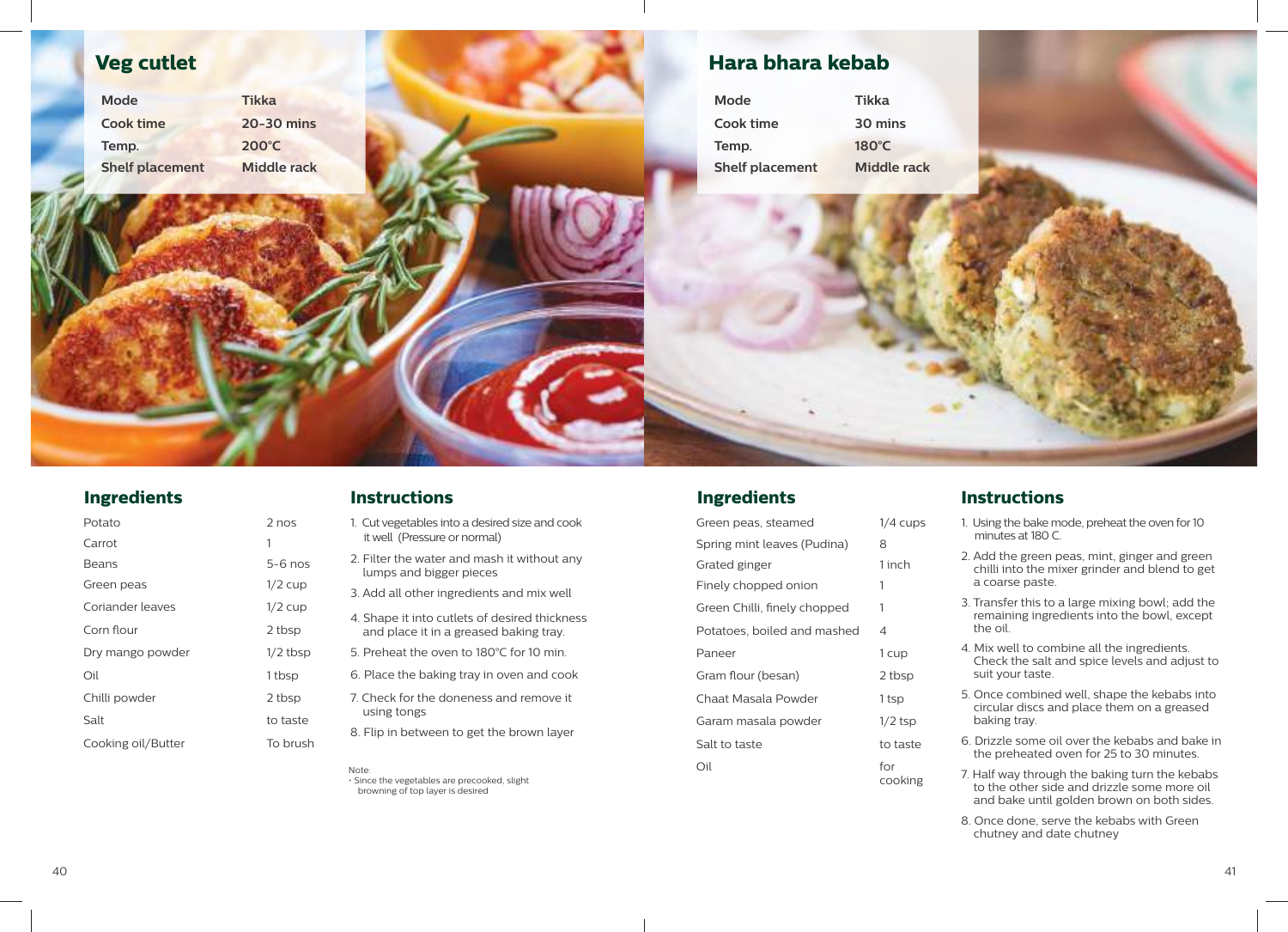## Veg cutlet

| Mode | Tikka |
|---|---|
| Cook time | 20-30 mins |
| Temp. | 200°C |
| Shelf placement | Middle rack |

### Ingredients

| | |
|---|---|
| Potato | 2 nos |
| Carrot | 1 |
| Beans | 5-6 nos |
| Green peas | 1/2 cup |
| Coriander leaves | 1/2 cup |
| Corn flour | 2 tbsp |
| Dry mango powder | 1/2 tbsp |
| Oil | 1 tbsp |
| Chilli powder | 2 tbsp |
| Salt | to taste |
| Cooking oil/Butter | To brush |

### Instructions

1. Cut vegetables into a desired size and cook it well (Pressure or normal)
2. Filter the water and mash it without any lumps and bigger pieces
3. Add all other ingredients and mix well
4. Shape it into cutlets of desired thickness and place it in a greased baking tray.
5. Preheat the oven to 180°C for 10 min.
6. Place the baking tray in oven and cook
7. Check for the doneness and remove it using tongs
8. Flip in between to get the brown layer

Note:
- Since the vegetables are precooked, slight browning of top layer is desired

## Hara bhara kebab

| Mode | Tikka |
|---|---|
| Cook time | 30 mins |
| Temp. | 180°C |
| Shelf placement | Middle rack |

### Ingredients

| | |
|---|---|
| Green peas, steamed | 1/4 cups |
| Spring mint leaves (Pudina) | 8 |
| Grated ginger | 1 inch |
| Finely chopped onion | 1 |
| Green Chilli, finely chopped | 1 |
| Potatoes, boiled and mashed | 4 |
| Paneer | 1 cup |
| Gram flour (besan) | 2 tbsp |
| Chaat Masala Powder | 1 tsp |
| Garam masala powder | 1/2 tsp |
| Salt to taste | to taste |
| Oil | for cooking |

### Instructions

1. Using the bake mode, preheat the oven for 10 minutes at 180 C.
2. Add the green peas, mint, ginger and green chilli into the mixer grinder and blend to get a coarse paste.
3. Transfer this to a large mixing bowl; add the remaining ingredients into the bowl, except the oil.
4. Mix well to combine all the ingredients. Check the salt and spice levels and adjust to suit your taste.
5. Once combined well, shape the kebabs into circular discs and place them on a greased baking tray.
6. Drizzle some oil over the kebabs and bake in the preheated oven for 25 to 30 minutes.
7. Half way through the baking turn the kebabs to the other side and drizzle some more oil and bake until golden brown on both sides.
8. Once done, serve the kebabs with Green chutney and date chutney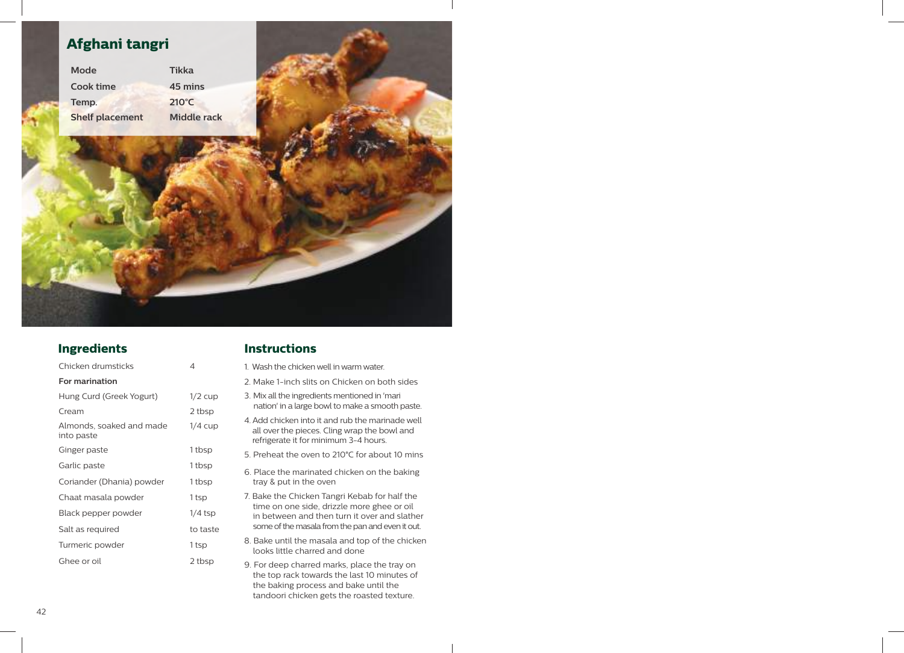# Afghani tangri

| Mode | Tikka |
|---|---|
| Cook time | 45 mins |
| Temp. | 210°C |
| Shelf placement | Middle rack |

## Ingredients

| | |
|---|---|
| Chicken drumsticks | 4 |
| **For marination** | |
| Hung Curd (Greek Yogurt) | 1/2 cup |
| Cream | 2 tbsp |
| Almonds, soaked and made into paste | 1/4 cup |
| Ginger paste | 1 tbsp |
| Garlic paste | 1 tbsp |
| Coriander (Dhania) powder | 1 tbsp |
| Chaat masala powder | 1 tsp |
| Black pepper powder | 1/4 tsp |
| Salt as required | to taste |
| Turmeric powder | 1 tsp |
| Ghee or oil | 2 tbsp |

## Instructions

1. Wash the chicken well in warm water.
2. Make 1-inch slits on Chicken on both sides
3. Mix all the ingredients mentioned in 'mari nation' in a large bowl to make a smooth paste.
4. Add chicken into it and rub the marinade well all over the pieces. Cling wrap the bowl and refrigerate it for minimum 3-4 hours.
5. Preheat the oven to 210°C for about 10 mins
6. Place the marinated chicken on the baking tray & put in the oven
7. Bake the Chicken Tangri Kebab for half the time on one side, drizzle more ghee or oil in between and then turn it over and slather some of the masala from the pan and even it out.
8. Bake until the masala and top of the chicken looks little charred and done
9. For deep charred marks, place the tray on the top rack towards the last 10 minutes of the baking process and bake until the tandoori chicken gets the roasted texture.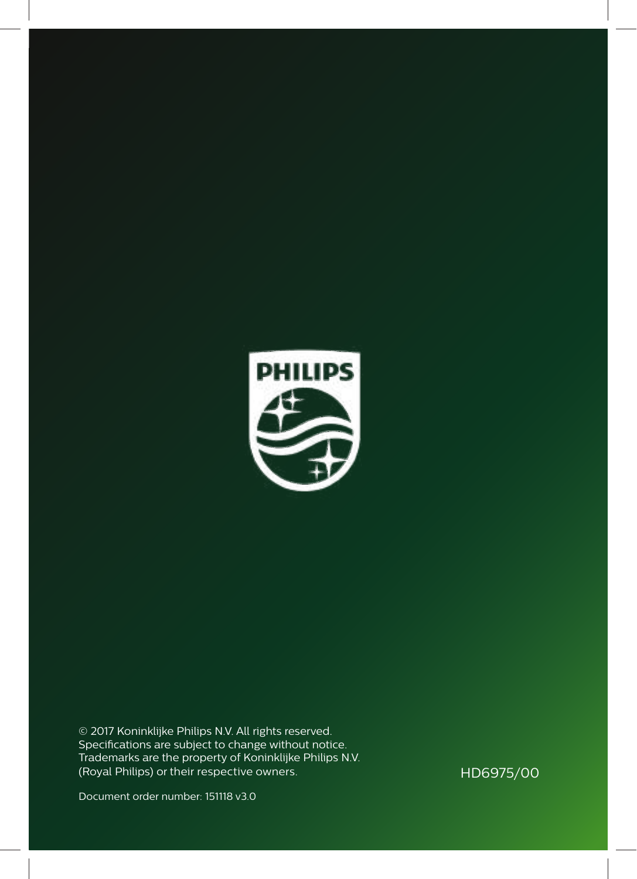PHILIPS

© 2017 Koninklijke Philips N.V. All rights reserved.
Specifications are subject to change without notice.
Trademarks are the property of Koninklijke Philips N.V.
(Royal Philips) or their respective owners.

HD6975/00

Document order number: 151118 v3.0